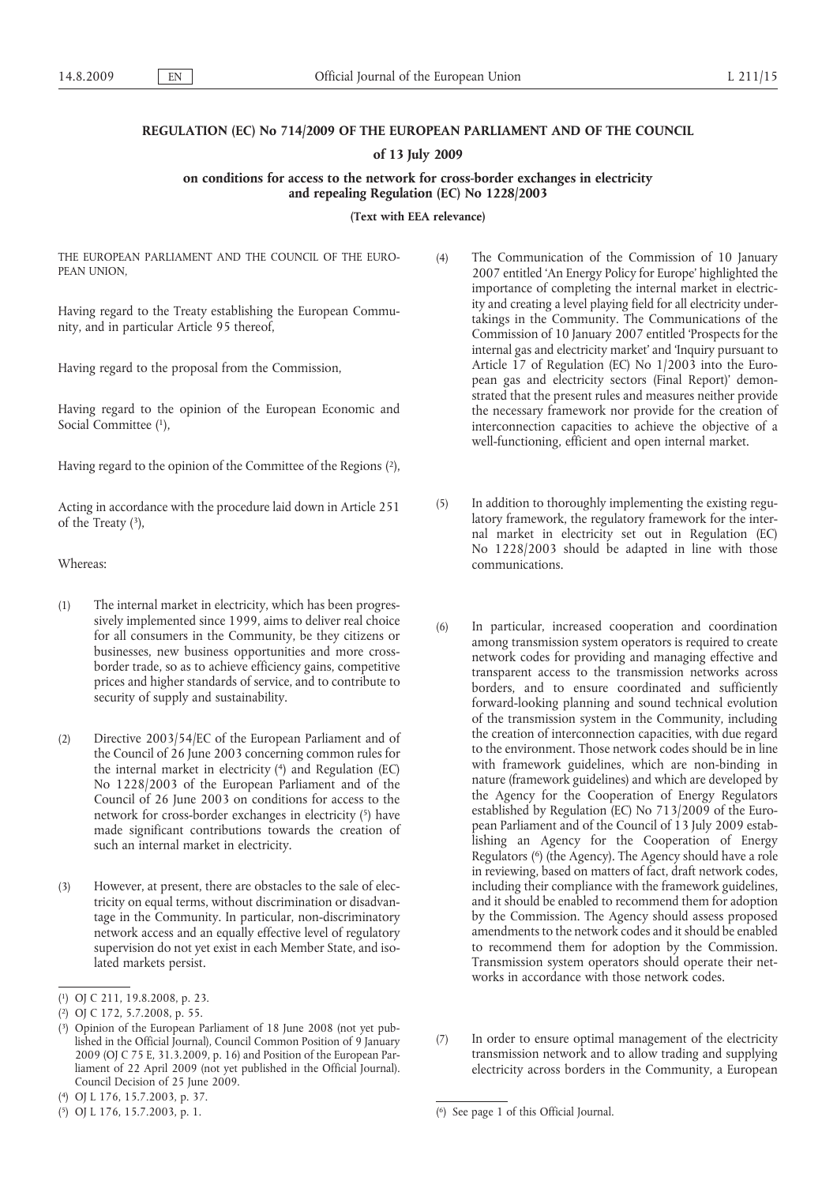**REGULATION (EC) No 714/2009 OF THE EUROPEAN PARLIAMENT AND OF THE COUNCIL**

**of 13 July 2009**

**on conditions for access to the network for cross-border exchanges in electricity and repealing Regulation (EC) No 1228/2003**

**(Text with EEA relevance)**

THE EUROPEAN PARLIAMENT AND THE COUNCIL OF THE EUROPEAN UNION,

Having regard to the Treaty establishing the European Community, and in particular Article 95 thereof,

Having regard to the proposal from the Commission,

Having regard to the opinion of the European Economic and Social Committee [1],

Having regard to the opinion of the Committee of the Regions [2],

Acting in accordance with the procedure laid down in Article 251 of the Treaty [3],

Whereas:

(1) The internal market in electricity, which has been progressively implemented since 1999, aims to deliver real choice for all consumers in the Community, be they citizens or businesses, new business opportunities and more cross-border trade, so as to achieve efficiency gains, competitive prices and higher standards of service, and to contribute to security of supply and sustainability.

(2) Directive 2003/54/EC of the European Parliament and of the Council of 26 June 2003 concerning common rules for the internal market in electricity [4] and Regulation (EC) No 1228/2003 of the European Parliament and of the Council of 26 June 2003 on conditions for access to the network for cross-border exchanges in electricity [5] have made significant contributions towards the creation of such an internal market in electricity.

(3) However, at present, there are obstacles to the sale of electricity on equal terms, without discrimination or disadvantage in the Community. In particular, non-discriminatory network access and an equally effective level of regulatory supervision do not yet exist in each Member State, and isolated markets persist.

(4) The Communication of the Commission of 10 January 2007 entitled 'An Energy Policy for Europe' highlighted the importance of completing the internal market in electricity and creating a level playing field for all electricity undertakings in the Community. The Communications of the Commission of 10 January 2007 entitled 'Prospects for the internal gas and electricity market' and 'Inquiry pursuant to Article 17 of Regulation (EC) No 1/2003 into the European gas and electricity sectors (Final Report)' demonstrated that the present rules and measures neither provide the necessary framework nor provide for the creation of interconnection capacities to achieve the objective of a well-functioning, efficient and open internal market.

(5) In addition to thoroughly implementing the existing regulatory framework, the regulatory framework for the internal market in electricity set out in Regulation (EC) No 1228/2003 should be adapted in line with those communications.

(6) In particular, increased cooperation and coordination among transmission system operators is required to create network codes for providing and managing effective and transparent access to the transmission networks across borders, and to ensure coordinated and sufficiently forward-looking planning and sound technical evolution of the transmission system in the Community, including the creation of interconnection capacities, with due regard to the environment. Those network codes should be in line with framework guidelines, which are non-binding in nature (framework guidelines) and which are developed by the Agency for the Cooperation of Energy Regulators established by Regulation (EC) No 713/2009 of the European Parliament and of the Council of 13 July 2009 establishing an Agency for the Cooperation of Energy Regulators [6] (the Agency). The Agency should have a role in reviewing, based on matters of fact, draft network codes, including their compliance with the framework guidelines, and it should be enabled to recommend them for adoption by the Commission. The Agency should assess proposed amendments to the network codes and it should be enabled to recommend them for adoption by the Commission. Transmission system operators should operate their networks in accordance with those network codes.

(7) In order to ensure optimal management of the electricity transmission network and to allow trading and supplying electricity across borders in the Community, a European

[1] OJ C 211, 19.8.2008, p. 23.

[2] OJ C 172, 5.7.2008, p. 55.

[3] Opinion of the European Parliament of 18 June 2008 (not yet published in the Official Journal), Council Common Position of 9 January 2009 (OJ C 75 E, 31.3.2009, p. 16) and Position of the European Parliament of 22 April 2009 (not yet published in the Official Journal). Council Decision of 25 June 2009.

[4] OJ L 176, 15.7.2003, p. 37.

[5] OJ L 176, 15.7.2003, p. 1.

[6] See page 1 of this Official Journal.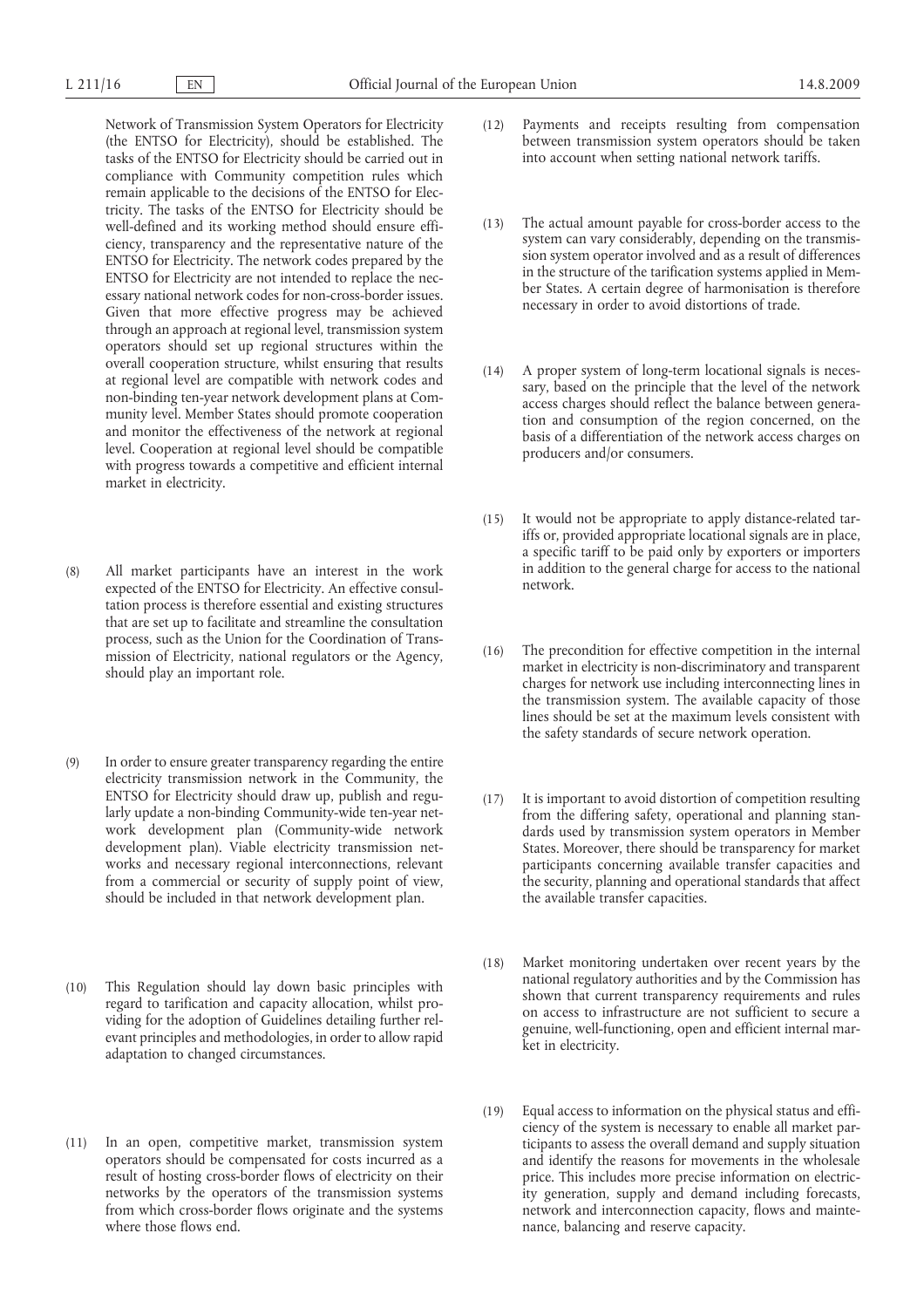Network of Transmission System Operators for Electricity (the ENTSO for Electricity), should be established. The tasks of the ENTSO for Electricity should be carried out in compliance with Community competition rules which remain applicable to the decisions of the ENTSO for Electricity. The tasks of the ENTSO for Electricity should be well-defined and its working method should ensure efficiency, transparency and the representative nature of the ENTSO for Electricity. The network codes prepared by the ENTSO for Electricity are not intended to replace the necessary national network codes for non-cross-border issues. Given that more effective progress may be achieved through an approach at regional level, transmission system operators should set up regional structures within the overall cooperation structure, whilst ensuring that results at regional level are compatible with network codes and non-binding ten-year network development plans at Community level. Member States should promote cooperation and monitor the effectiveness of the network at regional level. Cooperation at regional level should be compatible with progress towards a competitive and efficient internal market in electricity.

(8) All market participants have an interest in the work expected of the ENTSO for Electricity. An effective consultation process is therefore essential and existing structures that are set up to facilitate and streamline the consultation process, such as the Union for the Coordination of Transmission of Electricity, national regulators or the Agency, should play an important role.

(9) In order to ensure greater transparency regarding the entire electricity transmission network in the Community, the ENTSO for Electricity should draw up, publish and regularly update a non-binding Community-wide ten-year network development plan (Community-wide network development plan). Viable electricity transmission networks and necessary regional interconnections, relevant from a commercial or security of supply point of view, should be included in that network development plan.

(10) This Regulation should lay down basic principles with regard to tarification and capacity allocation, whilst providing for the adoption of Guidelines detailing further relevant principles and methodologies, in order to allow rapid adaptation to changed circumstances.

(11) In an open, competitive market, transmission system operators should be compensated for costs incurred as a result of hosting cross-border flows of electricity on their networks by the operators of the transmission systems from which cross-border flows originate and the systems where those flows end.

(12) Payments and receipts resulting from compensation between transmission system operators should be taken into account when setting national network tariffs.

(13) The actual amount payable for cross-border access to the system can vary considerably, depending on the transmission system operator involved and as a result of differences in the structure of the tarification systems applied in Member States. A certain degree of harmonisation is therefore necessary in order to avoid distortions of trade.

(14) A proper system of long-term locational signals is necessary, based on the principle that the level of the network access charges should reflect the balance between generation and consumption of the region concerned, on the basis of a differentiation of the network access charges on producers and/or consumers.

(15) It would not be appropriate to apply distance-related tariffs or, provided appropriate locational signals are in place, a specific tariff to be paid only by exporters or importers in addition to the general charge for access to the national network.

(16) The precondition for effective competition in the internal market in electricity is non-discriminatory and transparent charges for network use including interconnecting lines in the transmission system. The available capacity of those lines should be set at the maximum levels consistent with the safety standards of secure network operation.

(17) It is important to avoid distortion of competition resulting from the differing safety, operational and planning standards used by transmission system operators in Member States. Moreover, there should be transparency for market participants concerning available transfer capacities and the security, planning and operational standards that affect the available transfer capacities.

(18) Market monitoring undertaken over recent years by the national regulatory authorities and by the Commission has shown that current transparency requirements and rules on access to infrastructure are not sufficient to secure a genuine, well-functioning, open and efficient internal market in electricity.

(19) Equal access to information on the physical status and efficiency of the system is necessary to enable all market participants to assess the overall demand and supply situation and identify the reasons for movements in the wholesale price. This includes more precise information on electricity generation, supply and demand including forecasts, network and interconnection capacity, flows and maintenance, balancing and reserve capacity.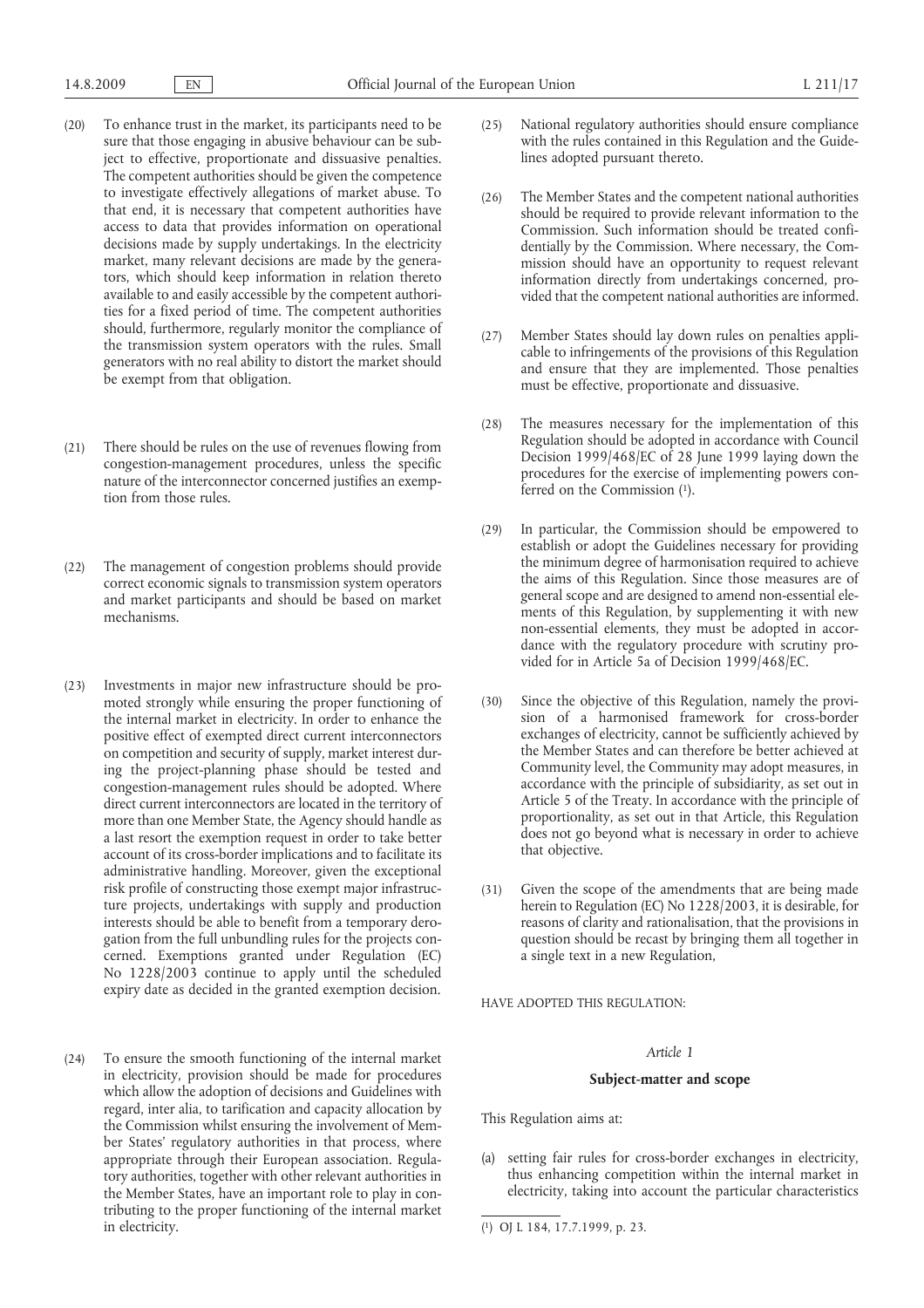(20) To enhance trust in the market, its participants need to be sure that those engaging in abusive behaviour can be subject to effective, proportionate and dissuasive penalties. The competent authorities should be given the competence to investigate effectively allegations of market abuse. To that end, it is necessary that competent authorities have access to data that provides information on operational decisions made by supply undertakings. In the electricity market, many relevant decisions are made by the generators, which should keep information in relation thereto available to and easily accessible by the competent authorities for a fixed period of time. The competent authorities should, furthermore, regularly monitor the compliance of the transmission system operators with the rules. Small generators with no real ability to distort the market should be exempt from that obligation.

(21) There should be rules on the use of revenues flowing from congestion-management procedures, unless the specific nature of the interconnector concerned justifies an exemption from those rules.

(22) The management of congestion problems should provide correct economic signals to transmission system operators and market participants and should be based on market mechanisms.

(23) Investments in major new infrastructure should be promoted strongly while ensuring the proper functioning of the internal market in electricity. In order to enhance the positive effect of exempted direct current interconnectors on competition and security of supply, market interest during the project-planning phase should be tested and congestion-management rules should be adopted. Where direct current interconnectors are located in the territory of more than one Member State, the Agency should handle as a last resort the exemption request in order to take better account of its cross-border implications and to facilitate its administrative handling. Moreover, given the exceptional risk profile of constructing those exempt major infrastructure projects, undertakings with supply and production interests should be able to benefit from a temporary derogation from the full unbundling rules for the projects concerned. Exemptions granted under Regulation (EC) No 1228/2003 continue to apply until the scheduled expiry date as decided in the granted exemption decision.

(24) To ensure the smooth functioning of the internal market in electricity, provision should be made for procedures which allow the adoption of decisions and Guidelines with regard, inter alia, to tarification and capacity allocation by the Commission whilst ensuring the involvement of Member States' regulatory authorities in that process, where appropriate through their European association. Regulatory authorities, together with other relevant authorities in the Member States, have an important role to play in contributing to the proper functioning of the internal market in electricity.

(25) National regulatory authorities should ensure compliance with the rules contained in this Regulation and the Guidelines adopted pursuant thereto.

(26) The Member States and the competent national authorities should be required to provide relevant information to the Commission. Such information should be treated confidentially by the Commission. Where necessary, the Commission should have an opportunity to request relevant information directly from undertakings concerned, provided that the competent national authorities are informed.

(27) Member States should lay down rules on penalties applicable to infringements of the provisions of this Regulation and ensure that they are implemented. Those penalties must be effective, proportionate and dissuasive.

(28) The measures necessary for the implementation of this Regulation should be adopted in accordance with Council Decision 1999/468/EC of 28 June 1999 laying down the procedures for the exercise of implementing powers conferred on the Commission [1].

(29) In particular, the Commission should be empowered to establish or adopt the Guidelines necessary for providing the minimum degree of harmonisation required to achieve the aims of this Regulation. Since those measures are of general scope and are designed to amend non-essential elements of this Regulation, by supplementing it with new non-essential elements, they must be adopted in accordance with the regulatory procedure with scrutiny provided for in Article 5a of Decision 1999/468/EC.

(30) Since the objective of this Regulation, namely the provision of a harmonised framework for cross-border exchanges of electricity, cannot be sufficiently achieved by the Member States and can therefore be better achieved at Community level, the Community may adopt measures, in accordance with the principle of subsidiarity, as set out in Article 5 of the Treaty. In accordance with the principle of proportionality, as set out in that Article, this Regulation does not go beyond what is necessary in order to achieve that objective.

(31) Given the scope of the amendments that are being made herein to Regulation (EC) No 1228/2003, it is desirable, for reasons of clarity and rationalisation, that the provisions in question should be recast by bringing them all together in a single text in a new Regulation,

HAVE ADOPTED THIS REGULATION:

*Article 1*

**Subject-matter and scope**

This Regulation aims at:

(a) setting fair rules for cross-border exchanges in electricity, thus enhancing competition within the internal market in electricity, taking into account the particular characteristics

[1] OJ L 184, 17.7.1999, p. 23.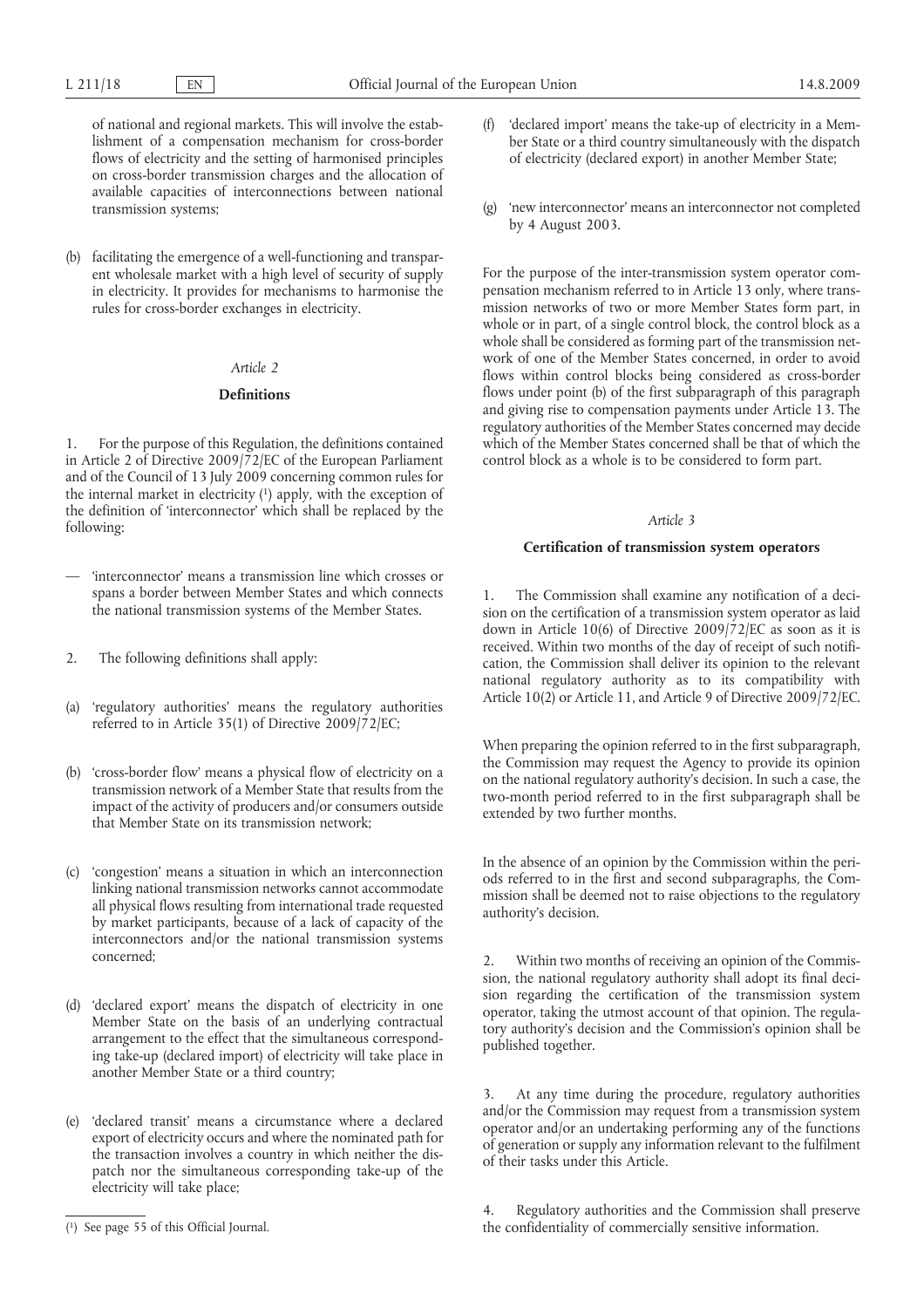of national and regional markets. This will involve the establishment of a compensation mechanism for cross-border flows of electricity and the setting of harmonised principles on cross-border transmission charges and the allocation of available capacities of interconnections between national transmission systems;

(b) facilitating the emergence of a well-functioning and transparent wholesale market with a high level of security of supply in electricity. It provides for mechanisms to harmonise the rules for cross-border exchanges in electricity.

*Article 2*

**Definitions**

1. For the purpose of this Regulation, the definitions contained in Article 2 of Directive 2009/72/EC of the European Parliament and of the Council of 13 July 2009 concerning common rules for the internal market in electricity ([1]) apply, with the exception of the definition of 'interconnector' which shall be replaced by the following:

— 'interconnector' means a transmission line which crosses or spans a border between Member States and which connects the national transmission systems of the Member States.

2. The following definitions shall apply:

(a) 'regulatory authorities' means the regulatory authorities referred to in Article 35(1) of Directive 2009/72/EC;

(b) 'cross-border flow' means a physical flow of electricity on a transmission network of a Member State that results from the impact of the activity of producers and/or consumers outside that Member State on its transmission network;

(c) 'congestion' means a situation in which an interconnection linking national transmission networks cannot accommodate all physical flows resulting from international trade requested by market participants, because of a lack of capacity of the interconnectors and/or the national transmission systems concerned;

(d) 'declared export' means the dispatch of electricity in one Member State on the basis of an underlying contractual arrangement to the effect that the simultaneous corresponding take-up (declared import) of electricity will take place in another Member State or a third country;

(e) 'declared transit' means a circumstance where a declared export of electricity occurs and where the nominated path for the transaction involves a country in which neither the dispatch nor the simultaneous corresponding take-up of the electricity will take place;

(f) 'declared import' means the take-up of electricity in a Member State or a third country simultaneously with the dispatch of electricity (declared export) in another Member State;

(g) 'new interconnector' means an interconnector not completed by 4 August 2003.

For the purpose of the inter-transmission system operator compensation mechanism referred to in Article 13 only, where transmission networks of two or more Member States form part, in whole or in part, of a single control block, the control block as a whole shall be considered as forming part of the transmission network of one of the Member States concerned, in order to avoid flows within control blocks being considered as cross-border flows under point (b) of the first subparagraph of this paragraph and giving rise to compensation payments under Article 13. The regulatory authorities of the Member States concerned may decide which of the Member States concerned shall be that of which the control block as a whole is to be considered to form part.

*Article 3*

**Certification of transmission system operators**

1. The Commission shall examine any notification of a decision on the certification of a transmission system operator as laid down in Article 10(6) of Directive 2009/72/EC as soon as it is received. Within two months of the day of receipt of such notification, the Commission shall deliver its opinion to the relevant national regulatory authority as to its compatibility with Article 10(2) or Article 11, and Article 9 of Directive 2009/72/EC.

When preparing the opinion referred to in the first subparagraph, the Commission may request the Agency to provide its opinion on the national regulatory authority's decision. In such a case, the two-month period referred to in the first subparagraph shall be extended by two further months.

In the absence of an opinion by the Commission within the periods referred to in the first and second subparagraphs, the Commission shall be deemed not to raise objections to the regulatory authority's decision.

2. Within two months of receiving an opinion of the Commission, the national regulatory authority shall adopt its final decision regarding the certification of the transmission system operator, taking the utmost account of that opinion. The regulatory authority's decision and the Commission's opinion shall be published together.

3. At any time during the procedure, regulatory authorities and/or the Commission may request from a transmission system operator and/or an undertaking performing any of the functions of generation or supply any information relevant to the fulfilment of their tasks under this Article.

4. Regulatory authorities and the Commission shall preserve the confidentiality of commercially sensitive information.

([1]) See page 55 of this Official Journal.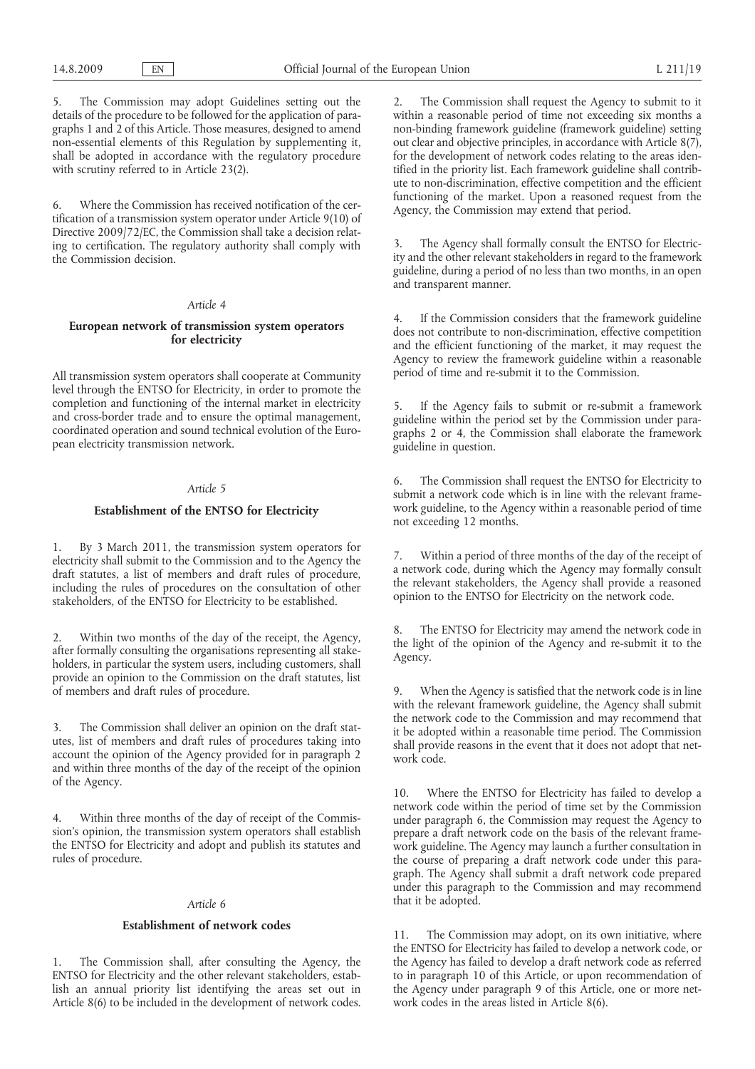5. The Commission may adopt Guidelines setting out the details of the procedure to be followed for the application of paragraphs 1 and 2 of this Article. Those measures, designed to amend non-essential elements of this Regulation by supplementing it, shall be adopted in accordance with the regulatory procedure with scrutiny referred to in Article 23(2).

6. Where the Commission has received notification of the certification of a transmission system operator under Article 9(10) of Directive 2009/72/EC, the Commission shall take a decision relating to certification. The regulatory authority shall comply with the Commission decision.

*Article 4*

**European network of transmission system operators for electricity**

All transmission system operators shall cooperate at Community level through the ENTSO for Electricity, in order to promote the completion and functioning of the internal market in electricity and cross-border trade and to ensure the optimal management, coordinated operation and sound technical evolution of the European electricity transmission network.

*Article 5*

**Establishment of the ENTSO for Electricity**

1. By 3 March 2011, the transmission system operators for electricity shall submit to the Commission and to the Agency the draft statutes, a list of members and draft rules of procedure, including the rules of procedures on the consultation of other stakeholders, of the ENTSO for Electricity to be established.

2. Within two months of the day of the receipt, the Agency, after formally consulting the organisations representing all stakeholders, in particular the system users, including customers, shall provide an opinion to the Commission on the draft statutes, list of members and draft rules of procedure.

3. The Commission shall deliver an opinion on the draft statutes, list of members and draft rules of procedures taking into account the opinion of the Agency provided for in paragraph 2 and within three months of the day of the receipt of the opinion of the Agency.

4. Within three months of the day of receipt of the Commission's opinion, the transmission system operators shall establish the ENTSO for Electricity and adopt and publish its statutes and rules of procedure.

*Article 6*

**Establishment of network codes**

1. The Commission shall, after consulting the Agency, the ENTSO for Electricity and the other relevant stakeholders, establish an annual priority list identifying the areas set out in Article 8(6) to be included in the development of network codes.

2. The Commission shall request the Agency to submit to it within a reasonable period of time not exceeding six months a non-binding framework guideline (framework guideline) setting out clear and objective principles, in accordance with Article 8(7), for the development of network codes relating to the areas identified in the priority list. Each framework guideline shall contribute to non-discrimination, effective competition and the efficient functioning of the market. Upon a reasoned request from the Agency, the Commission may extend that period.

3. The Agency shall formally consult the ENTSO for Electricity and the other relevant stakeholders in regard to the framework guideline, during a period of no less than two months, in an open and transparent manner.

4. If the Commission considers that the framework guideline does not contribute to non-discrimination, effective competition and the efficient functioning of the market, it may request the Agency to review the framework guideline within a reasonable period of time and re-submit it to the Commission.

5. If the Agency fails to submit or re-submit a framework guideline within the period set by the Commission under paragraphs 2 or 4, the Commission shall elaborate the framework guideline in question.

6. The Commission shall request the ENTSO for Electricity to submit a network code which is in line with the relevant framework guideline, to the Agency within a reasonable period of time not exceeding 12 months.

7. Within a period of three months of the day of the receipt of a network code, during which the Agency may formally consult the relevant stakeholders, the Agency shall provide a reasoned opinion to the ENTSO for Electricity on the network code.

8. The ENTSO for Electricity may amend the network code in the light of the opinion of the Agency and re-submit it to the Agency.

9. When the Agency is satisfied that the network code is in line with the relevant framework guideline, the Agency shall submit the network code to the Commission and may recommend that it be adopted within a reasonable time period. The Commission shall provide reasons in the event that it does not adopt that network code.

10. Where the ENTSO for Electricity has failed to develop a network code within the period of time set by the Commission under paragraph 6, the Commission may request the Agency to prepare a draft network code on the basis of the relevant framework guideline. The Agency may launch a further consultation in the course of preparing a draft network code under this paragraph. The Agency shall submit a draft network code prepared under this paragraph to the Commission and may recommend that it be adopted.

11. The Commission may adopt, on its own initiative, where the ENTSO for Electricity has failed to develop a network code, or the Agency has failed to develop a draft network code as referred to in paragraph 10 of this Article, or upon recommendation of the Agency under paragraph 9 of this Article, one or more network codes in the areas listed in Article 8(6).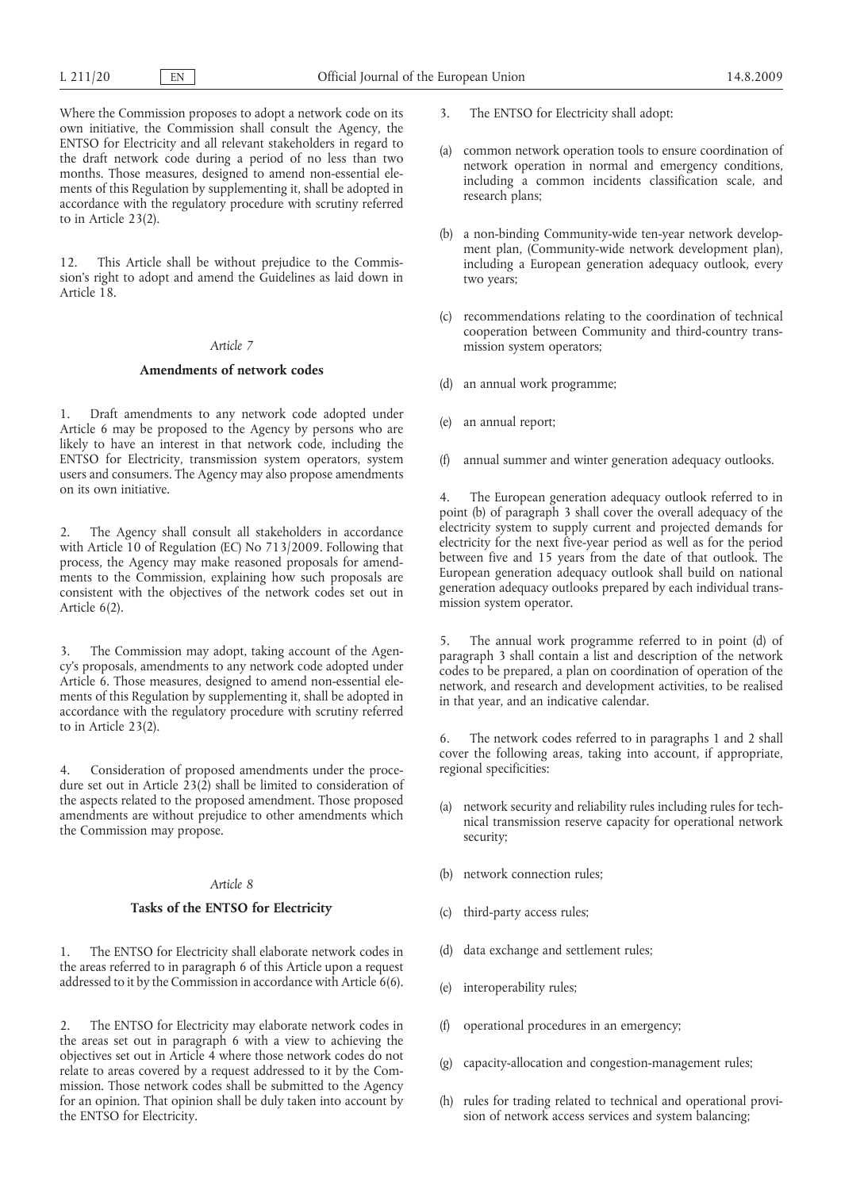Where the Commission proposes to adopt a network code on its own initiative, the Commission shall consult the Agency, the ENTSO for Electricity and all relevant stakeholders in regard to the draft network code during a period of no less than two months. Those measures, designed to amend non-essential elements of this Regulation by supplementing it, shall be adopted in accordance with the regulatory procedure with scrutiny referred to in Article 23(2).

12. This Article shall be without prejudice to the Commission's right to adopt and amend the Guidelines as laid down in Article 18.

*Article 7*

**Amendments of network codes**

1. Draft amendments to any network code adopted under Article 6 may be proposed to the Agency by persons who are likely to have an interest in that network code, including the ENTSO for Electricity, transmission system operators, system users and consumers. The Agency may also propose amendments on its own initiative.

2. The Agency shall consult all stakeholders in accordance with Article 10 of Regulation (EC) No 713/2009. Following that process, the Agency may make reasoned proposals for amendments to the Commission, explaining how such proposals are consistent with the objectives of the network codes set out in Article 6(2).

3. The Commission may adopt, taking account of the Agency's proposals, amendments to any network code adopted under Article 6. Those measures, designed to amend non-essential elements of this Regulation by supplementing it, shall be adopted in accordance with the regulatory procedure with scrutiny referred to in Article 23(2).

4. Consideration of proposed amendments under the procedure set out in Article 23(2) shall be limited to consideration of the aspects related to the proposed amendment. Those proposed amendments are without prejudice to other amendments which the Commission may propose.

*Article 8*

**Tasks of the ENTSO for Electricity**

1. The ENTSO for Electricity shall elaborate network codes in the areas referred to in paragraph 6 of this Article upon a request addressed to it by the Commission in accordance with Article 6(6).

2. The ENTSO for Electricity may elaborate network codes in the areas set out in paragraph 6 with a view to achieving the objectives set out in Article 4 where those network codes do not relate to areas covered by a request addressed to it by the Commission. Those network codes shall be submitted to the Agency for an opinion. That opinion shall be duly taken into account by the ENTSO for Electricity.

3. The ENTSO for Electricity shall adopt:

(a) common network operation tools to ensure coordination of network operation in normal and emergency conditions, including a common incidents classification scale, and research plans;

(b) a non-binding Community-wide ten-year network development plan, (Community-wide network development plan), including a European generation adequacy outlook, every two years;

(c) recommendations relating to the coordination of technical cooperation between Community and third-country transmission system operators;

(d) an annual work programme;

(e) an annual report;

(f) annual summer and winter generation adequacy outlooks.

4. The European generation adequacy outlook referred to in point (b) of paragraph 3 shall cover the overall adequacy of the electricity system to supply current and projected demands for electricity for the next five-year period as well as for the period between five and 15 years from the date of that outlook. The European generation adequacy outlook shall build on national generation adequacy outlooks prepared by each individual transmission system operator.

5. The annual work programme referred to in point (d) of paragraph 3 shall contain a list and description of the network codes to be prepared, a plan on coordination of operation of the network, and research and development activities, to be realised in that year, and an indicative calendar.

6. The network codes referred to in paragraphs 1 and 2 shall cover the following areas, taking into account, if appropriate, regional specificities:

(a) network security and reliability rules including rules for technical transmission reserve capacity for operational network security;

(b) network connection rules;

(c) third-party access rules;

(d) data exchange and settlement rules;

(e) interoperability rules;

(f) operational procedures in an emergency;

(g) capacity-allocation and congestion-management rules;

(h) rules for trading related to technical and operational provision of network access services and system balancing;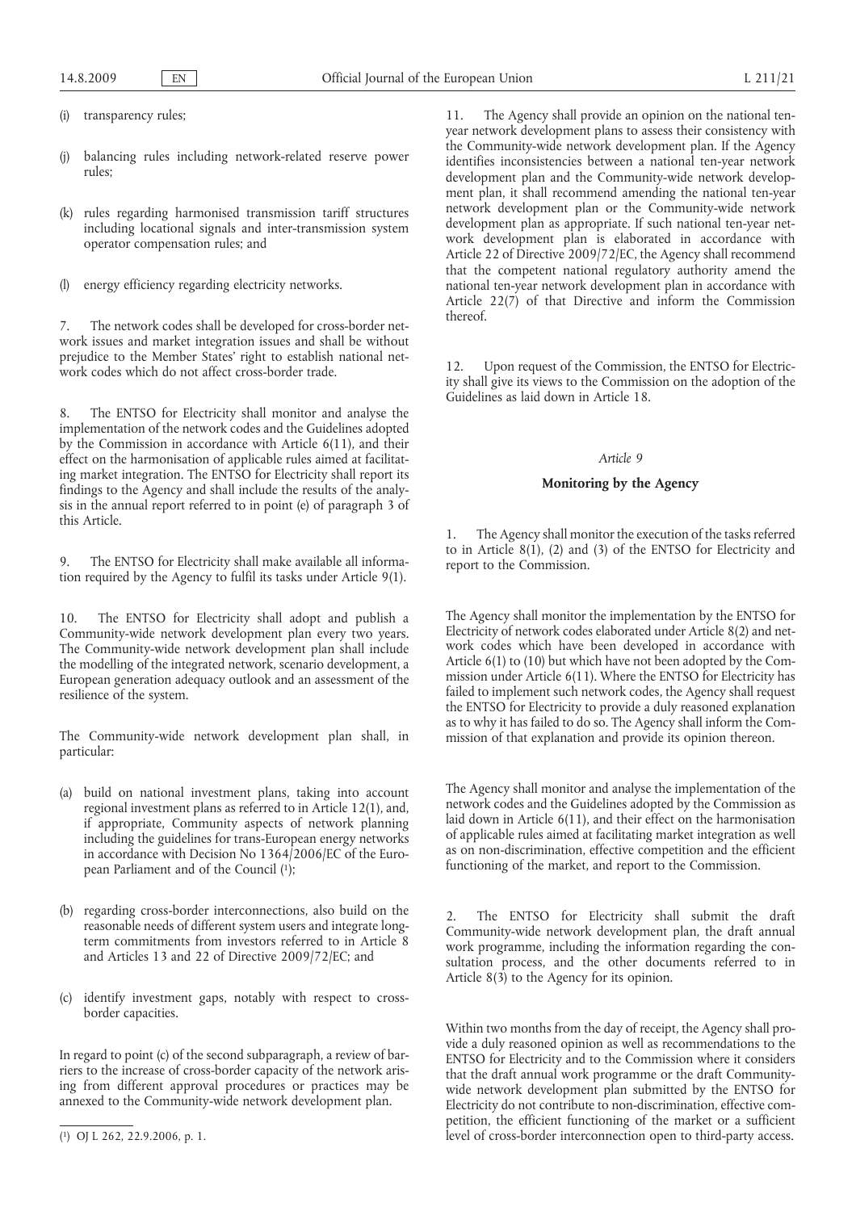(i) transparency rules;

(j) balancing rules including network-related reserve power rules;

(k) rules regarding harmonised transmission tariff structures including locational signals and inter-transmission system operator compensation rules; and

(l) energy efficiency regarding electricity networks.

7. The network codes shall be developed for cross-border network issues and market integration issues and shall be without prejudice to the Member States' right to establish national network codes which do not affect cross-border trade.

8. The ENTSO for Electricity shall monitor and analyse the implementation of the network codes and the Guidelines adopted by the Commission in accordance with Article 6(11), and their effect on the harmonisation of applicable rules aimed at facilitating market integration. The ENTSO for Electricity shall report its findings to the Agency and shall include the results of the analysis in the annual report referred to in point (e) of paragraph 3 of this Article.

9. The ENTSO for Electricity shall make available all information required by the Agency to fulfil its tasks under Article 9(1).

10. The ENTSO for Electricity shall adopt and publish a Community-wide network development plan every two years. The Community-wide network development plan shall include the modelling of the integrated network, scenario development, a European generation adequacy outlook and an assessment of the resilience of the system.

The Community-wide network development plan shall, in particular:

(a) build on national investment plans, taking into account regional investment plans as referred to in Article 12(1), and, if appropriate, Community aspects of network planning including the guidelines for trans-European energy networks in accordance with Decision No 1364/2006/EC of the European Parliament and of the Council [1];

(b) regarding cross-border interconnections, also build on the reasonable needs of different system users and integrate long-term commitments from investors referred to in Article 8 and Articles 13 and 22 of Directive 2009/72/EC; and

(c) identify investment gaps, notably with respect to cross-border capacities.

In regard to point (c) of the second subparagraph, a review of barriers to the increase of cross-border capacity of the network arising from different approval procedures or practices may be annexed to the Community-wide network development plan.

11. The Agency shall provide an opinion on the national ten-year network development plans to assess their consistency with the Community-wide network development plan. If the Agency identifies inconsistencies between a national ten-year network development plan and the Community-wide network development plan, it shall recommend amending the national ten-year network development plan or the Community-wide network development plan as appropriate. If such national ten-year network development plan is elaborated in accordance with Article 22 of Directive 2009/72/EC, the Agency shall recommend that the competent national regulatory authority amend the national ten-year network development plan in accordance with Article 22(7) of that Directive and inform the Commission thereof.

12. Upon request of the Commission, the ENTSO for Electricity shall give its views to the Commission on the adoption of the Guidelines as laid down in Article 18.

*Article 9*

**Monitoring by the Agency**

1. The Agency shall monitor the execution of the tasks referred to in Article 8(1), (2) and (3) of the ENTSO for Electricity and report to the Commission.

The Agency shall monitor the implementation by the ENTSO for Electricity of network codes elaborated under Article 8(2) and network codes which have been developed in accordance with Article 6(1) to (10) but which have not been adopted by the Commission under Article 6(11). Where the ENTSO for Electricity has failed to implement such network codes, the Agency shall request the ENTSO for Electricity to provide a duly reasoned explanation as to why it has failed to do so. The Agency shall inform the Commission of that explanation and provide its opinion thereon.

The Agency shall monitor and analyse the implementation of the network codes and the Guidelines adopted by the Commission as laid down in Article 6(11), and their effect on the harmonisation of applicable rules aimed at facilitating market integration as well as on non-discrimination, effective competition and the efficient functioning of the market, and report to the Commission.

2. The ENTSO for Electricity shall submit the draft Community-wide network development plan, the draft annual work programme, including the information regarding the consultation process, and the other documents referred to in Article 8(3) to the Agency for its opinion.

Within two months from the day of receipt, the Agency shall provide a duly reasoned opinion as well as recommendations to the ENTSO for Electricity and to the Commission where it considers that the draft annual work programme or the draft Community-wide network development plan submitted by the ENTSO for Electricity do not contribute to non-discrimination, effective competition, the efficient functioning of the market or a sufficient level of cross-border interconnection open to third-party access.

[1] OJ L 262, 22.9.2006, p. 1.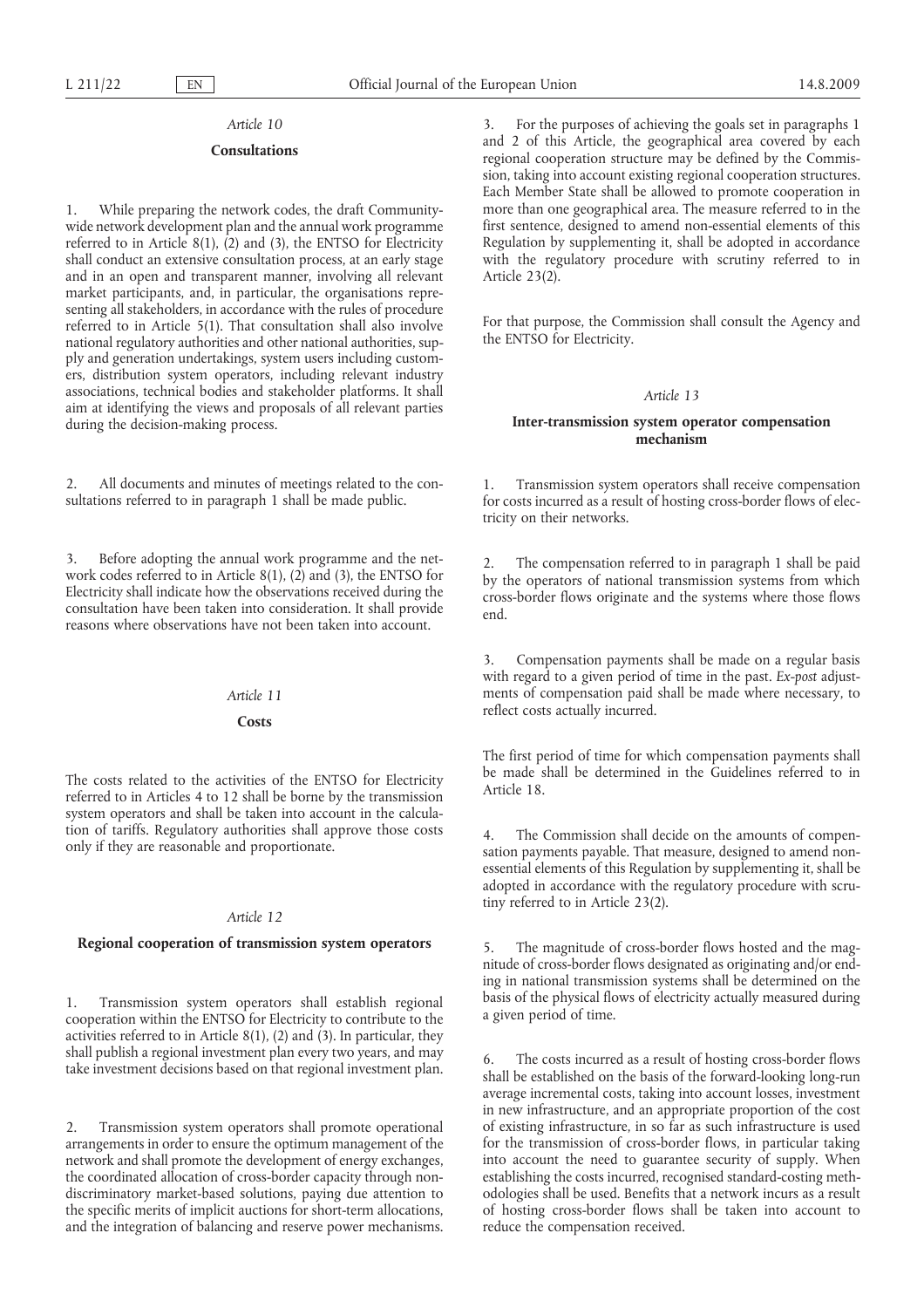*Article 10*

**Consultations**

1. While preparing the network codes, the draft Community-wide network development plan and the annual work programme referred to in Article 8(1), (2) and (3), the ENTSO for Electricity shall conduct an extensive consultation process, at an early stage and in an open and transparent manner, involving all relevant market participants, and, in particular, the organisations representing all stakeholders, in accordance with the rules of procedure referred to in Article 5(1). That consultation shall also involve national regulatory authorities and other national authorities, supply and generation undertakings, system users including customers, distribution system operators, including relevant industry associations, technical bodies and stakeholder platforms. It shall aim at identifying the views and proposals of all relevant parties during the decision-making process.

2. All documents and minutes of meetings related to the consultations referred to in paragraph 1 shall be made public.

3. Before adopting the annual work programme and the network codes referred to in Article 8(1), (2) and (3), the ENTSO for Electricity shall indicate how the observations received during the consultation have been taken into consideration. It shall provide reasons where observations have not been taken into account.

*Article 11*

**Costs**

The costs related to the activities of the ENTSO for Electricity referred to in Articles 4 to 12 shall be borne by the transmission system operators and shall be taken into account in the calculation of tariffs. Regulatory authorities shall approve those costs only if they are reasonable and proportionate.

*Article 12*

**Regional cooperation of transmission system operators**

1. Transmission system operators shall establish regional cooperation within the ENTSO for Electricity to contribute to the activities referred to in Article 8(1), (2) and (3). In particular, they shall publish a regional investment plan every two years, and may take investment decisions based on that regional investment plan.

2. Transmission system operators shall promote operational arrangements in order to ensure the optimum management of the network and shall promote the development of energy exchanges, the coordinated allocation of cross-border capacity through non-discriminatory market-based solutions, paying due attention to the specific merits of implicit auctions for short-term allocations, and the integration of balancing and reserve power mechanisms.

3. For the purposes of achieving the goals set in paragraphs 1 and 2 of this Article, the geographical area covered by each regional cooperation structure may be defined by the Commission, taking into account existing regional cooperation structures. Each Member State shall be allowed to promote cooperation in more than one geographical area. The measure referred to in the first sentence, designed to amend non-essential elements of this Regulation by supplementing it, shall be adopted in accordance with the regulatory procedure with scrutiny referred to in Article 23(2).

For that purpose, the Commission shall consult the Agency and the ENTSO for Electricity.

*Article 13*

**Inter-transmission system operator compensation mechanism**

1. Transmission system operators shall receive compensation for costs incurred as a result of hosting cross-border flows of electricity on their networks.

2. The compensation referred to in paragraph 1 shall be paid by the operators of national transmission systems from which cross-border flows originate and the systems where those flows end.

3. Compensation payments shall be made on a regular basis with regard to a given period of time in the past. *Ex-post* adjustments of compensation paid shall be made where necessary, to reflect costs actually incurred.

The first period of time for which compensation payments shall be made shall be determined in the Guidelines referred to in Article 18.

4. The Commission shall decide on the amounts of compensation payments payable. That measure, designed to amend non-essential elements of this Regulation by supplementing it, shall be adopted in accordance with the regulatory procedure with scrutiny referred to in Article 23(2).

5. The magnitude of cross-border flows hosted and the magnitude of cross-border flows designated as originating and/or ending in national transmission systems shall be determined on the basis of the physical flows of electricity actually measured during a given period of time.

6. The costs incurred as a result of hosting cross-border flows shall be established on the basis of the forward-looking long-run average incremental costs, taking into account losses, investment in new infrastructure, and an appropriate proportion of the cost of existing infrastructure, in so far as such infrastructure is used for the transmission of cross-border flows, in particular taking into account the need to guarantee security of supply. When establishing the costs incurred, recognised standard-costing methodologies shall be used. Benefits that a network incurs as a result of hosting cross-border flows shall be taken into account to reduce the compensation received.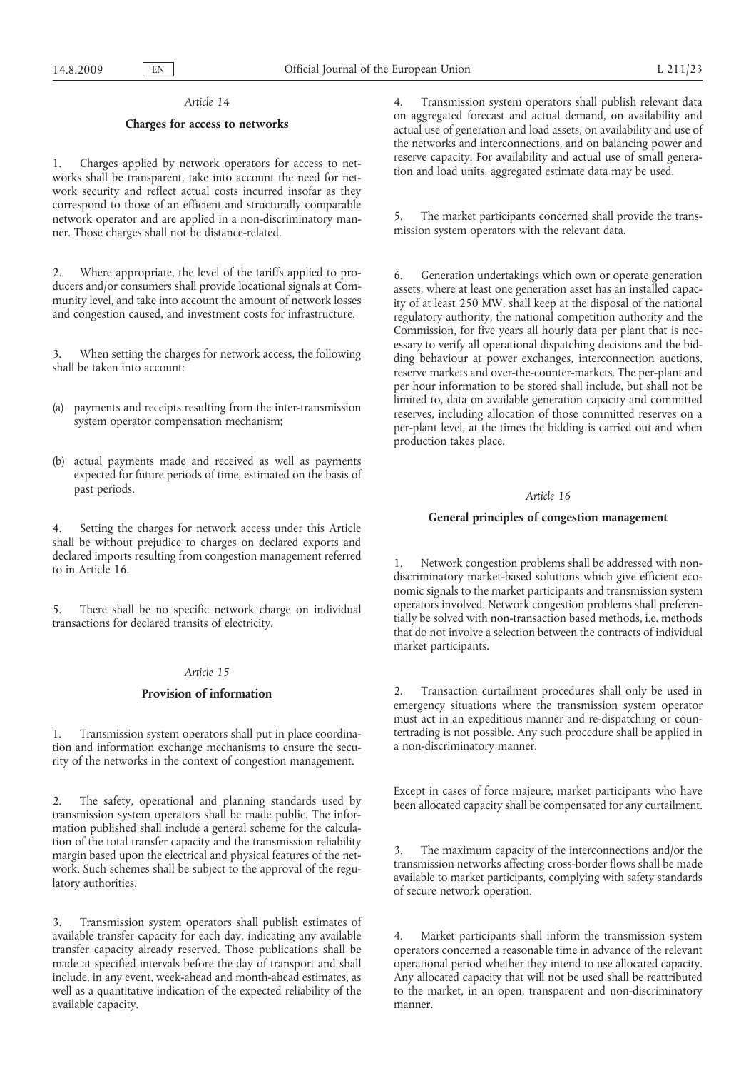*Article 14*

**Charges for access to networks**

1. Charges applied by network operators for access to networks shall be transparent, take into account the need for network security and reflect actual costs incurred insofar as they correspond to those of an efficient and structurally comparable network operator and are applied in a non-discriminatory manner. Those charges shall not be distance-related.

2. Where appropriate, the level of the tariffs applied to producers and/or consumers shall provide locational signals at Community level, and take into account the amount of network losses and congestion caused, and investment costs for infrastructure.

3. When setting the charges for network access, the following shall be taken into account:

(a) payments and receipts resulting from the inter-transmission system operator compensation mechanism;

(b) actual payments made and received as well as payments expected for future periods of time, estimated on the basis of past periods.

4. Setting the charges for network access under this Article shall be without prejudice to charges on declared exports and declared imports resulting from congestion management referred to in Article 16.

5. There shall be no specific network charge on individual transactions for declared transits of electricity.

*Article 15*

**Provision of information**

1. Transmission system operators shall put in place coordination and information exchange mechanisms to ensure the security of the networks in the context of congestion management.

2. The safety, operational and planning standards used by transmission system operators shall be made public. The information published shall include a general scheme for the calculation of the total transfer capacity and the transmission reliability margin based upon the electrical and physical features of the network. Such schemes shall be subject to the approval of the regulatory authorities.

3. Transmission system operators shall publish estimates of available transfer capacity for each day, indicating any available transfer capacity already reserved. Those publications shall be made at specified intervals before the day of transport and shall include, in any event, week-ahead and month-ahead estimates, as well as a quantitative indication of the expected reliability of the available capacity.

4. Transmission system operators shall publish relevant data on aggregated forecast and actual demand, on availability and actual use of generation and load assets, on availability and use of the networks and interconnections, and on balancing power and reserve capacity. For availability and actual use of small generation and load units, aggregated estimate data may be used.

5. The market participants concerned shall provide the transmission system operators with the relevant data.

6. Generation undertakings which own or operate generation assets, where at least one generation asset has an installed capacity of at least 250 MW, shall keep at the disposal of the national regulatory authority, the national competition authority and the Commission, for five years all hourly data per plant that is necessary to verify all operational dispatching decisions and the bidding behaviour at power exchanges, interconnection auctions, reserve markets and over-the-counter-markets. The per-plant and per hour information to be stored shall include, but shall not be limited to, data on available generation capacity and committed reserves, including allocation of those committed reserves on a per-plant level, at the times the bidding is carried out and when production takes place.

*Article 16*

**General principles of congestion management**

1. Network congestion problems shall be addressed with non-discriminatory market-based solutions which give efficient economic signals to the market participants and transmission system operators involved. Network congestion problems shall preferentially be solved with non-transaction based methods, i.e. methods that do not involve a selection between the contracts of individual market participants.

2. Transaction curtailment procedures shall only be used in emergency situations where the transmission system operator must act in an expeditious manner and re-dispatching or countertrading is not possible. Any such procedure shall be applied in a non-discriminatory manner.

Except in cases of force majeure, market participants who have been allocated capacity shall be compensated for any curtailment.

3. The maximum capacity of the interconnections and/or the transmission networks affecting cross-border flows shall be made available to market participants, complying with safety standards of secure network operation.

4. Market participants shall inform the transmission system operators concerned a reasonable time in advance of the relevant operational period whether they intend to use allocated capacity. Any allocated capacity that will not be used shall be reattributed to the market, in an open, transparent and non-discriminatory manner.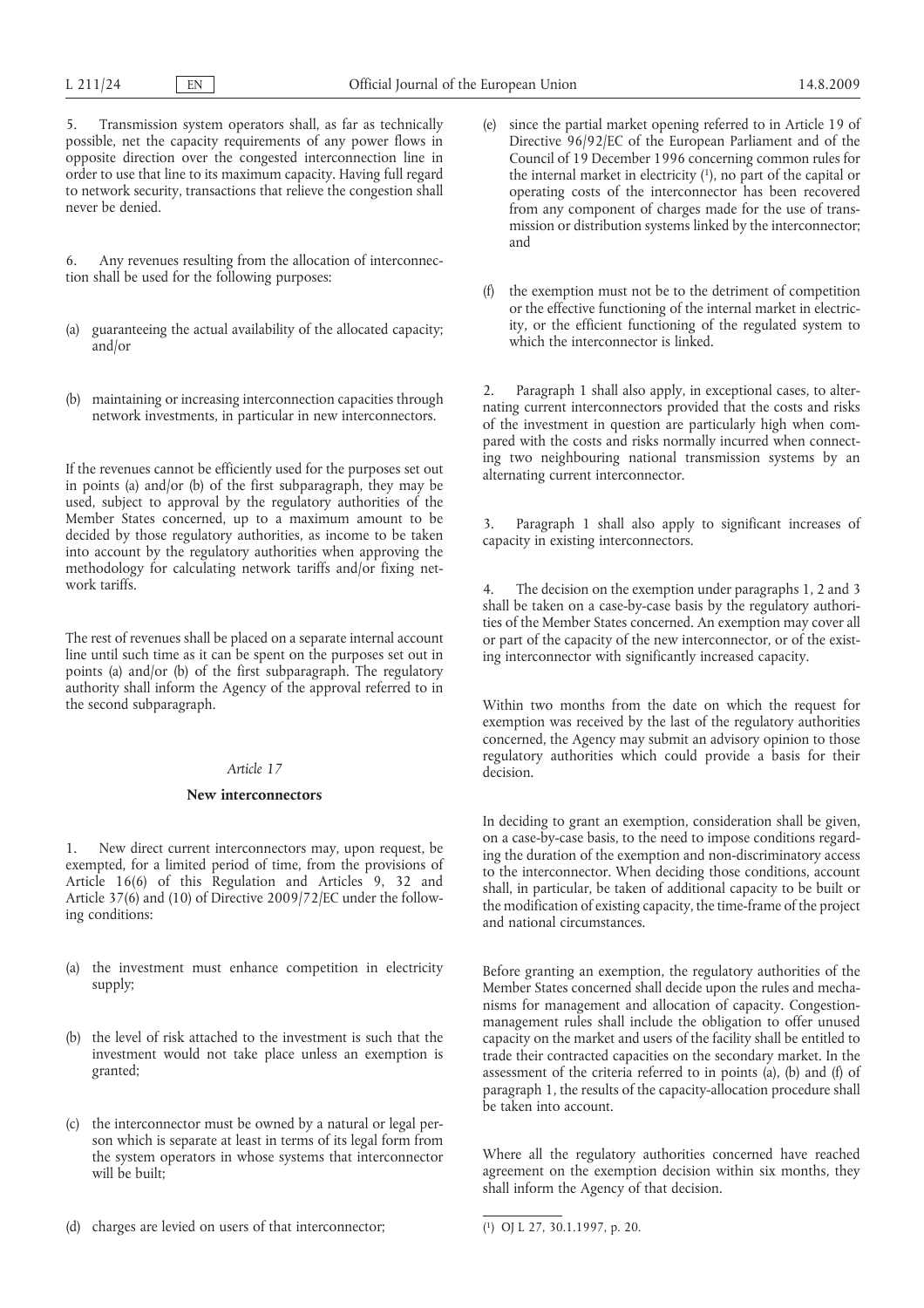5. Transmission system operators shall, as far as technically possible, net the capacity requirements of any power flows in opposite direction over the congested interconnection line in order to use that line to its maximum capacity. Having full regard to network security, transactions that relieve the congestion shall never be denied.

6. Any revenues resulting from the allocation of interconnection shall be used for the following purposes:

(a) guaranteeing the actual availability of the allocated capacity; and/or

(b) maintaining or increasing interconnection capacities through network investments, in particular in new interconnectors.

If the revenues cannot be efficiently used for the purposes set out in points (a) and/or (b) of the first subparagraph, they may be used, subject to approval by the regulatory authorities of the Member States concerned, up to a maximum amount to be decided by those regulatory authorities, as income to be taken into account by the regulatory authorities when approving the methodology for calculating network tariffs and/or fixing network tariffs.

The rest of revenues shall be placed on a separate internal account line until such time as it can be spent on the purposes set out in points (a) and/or (b) of the first subparagraph. The regulatory authority shall inform the Agency of the approval referred to in the second subparagraph.

*Article 17*

**New interconnectors**

1. New direct current interconnectors may, upon request, be exempted, for a limited period of time, from the provisions of Article 16(6) of this Regulation and Articles 9, 32 and Article 37(6) and (10) of Directive 2009/72/EC under the following conditions:

(a) the investment must enhance competition in electricity supply;

(b) the level of risk attached to the investment is such that the investment would not take place unless an exemption is granted;

(c) the interconnector must be owned by a natural or legal person which is separate at least in terms of its legal form from the system operators in whose systems that interconnector will be built;

(d) charges are levied on users of that interconnector;

(e) since the partial market opening referred to in Article 19 of Directive 96/92/EC of the European Parliament and of the Council of 19 December 1996 concerning common rules for the internal market in electricity [1], no part of the capital or operating costs of the interconnector has been recovered from any component of charges made for the use of transmission or distribution systems linked by the interconnector; and

(f) the exemption must not be to the detriment of competition or the effective functioning of the internal market in electricity, or the efficient functioning of the regulated system to which the interconnector is linked.

2. Paragraph 1 shall also apply, in exceptional cases, to alternating current interconnectors provided that the costs and risks of the investment in question are particularly high when compared with the costs and risks normally incurred when connecting two neighbouring national transmission systems by an alternating current interconnector.

3. Paragraph 1 shall also apply to significant increases of capacity in existing interconnectors.

4. The decision on the exemption under paragraphs 1, 2 and 3 shall be taken on a case-by-case basis by the regulatory authorities of the Member States concerned. An exemption may cover all or part of the capacity of the new interconnector, or of the existing interconnector with significantly increased capacity.

Within two months from the date on which the request for exemption was received by the last of the regulatory authorities concerned, the Agency may submit an advisory opinion to those regulatory authorities which could provide a basis for their decision.

In deciding to grant an exemption, consideration shall be given, on a case-by-case basis, to the need to impose conditions regarding the duration of the exemption and non-discriminatory access to the interconnector. When deciding those conditions, account shall, in particular, be taken of additional capacity to be built or the modification of existing capacity, the time-frame of the project and national circumstances.

Before granting an exemption, the regulatory authorities of the Member States concerned shall decide upon the rules and mechanisms for management and allocation of capacity. Congestion-management rules shall include the obligation to offer unused capacity on the market and users of the facility shall be entitled to trade their contracted capacities on the secondary market. In the assessment of the criteria referred to in points (a), (b) and (f) of paragraph 1, the results of the capacity-allocation procedure shall be taken into account.

Where all the regulatory authorities concerned have reached agreement on the exemption decision within six months, they shall inform the Agency of that decision.

[1] OJ L 27, 30.1.1997, p. 20.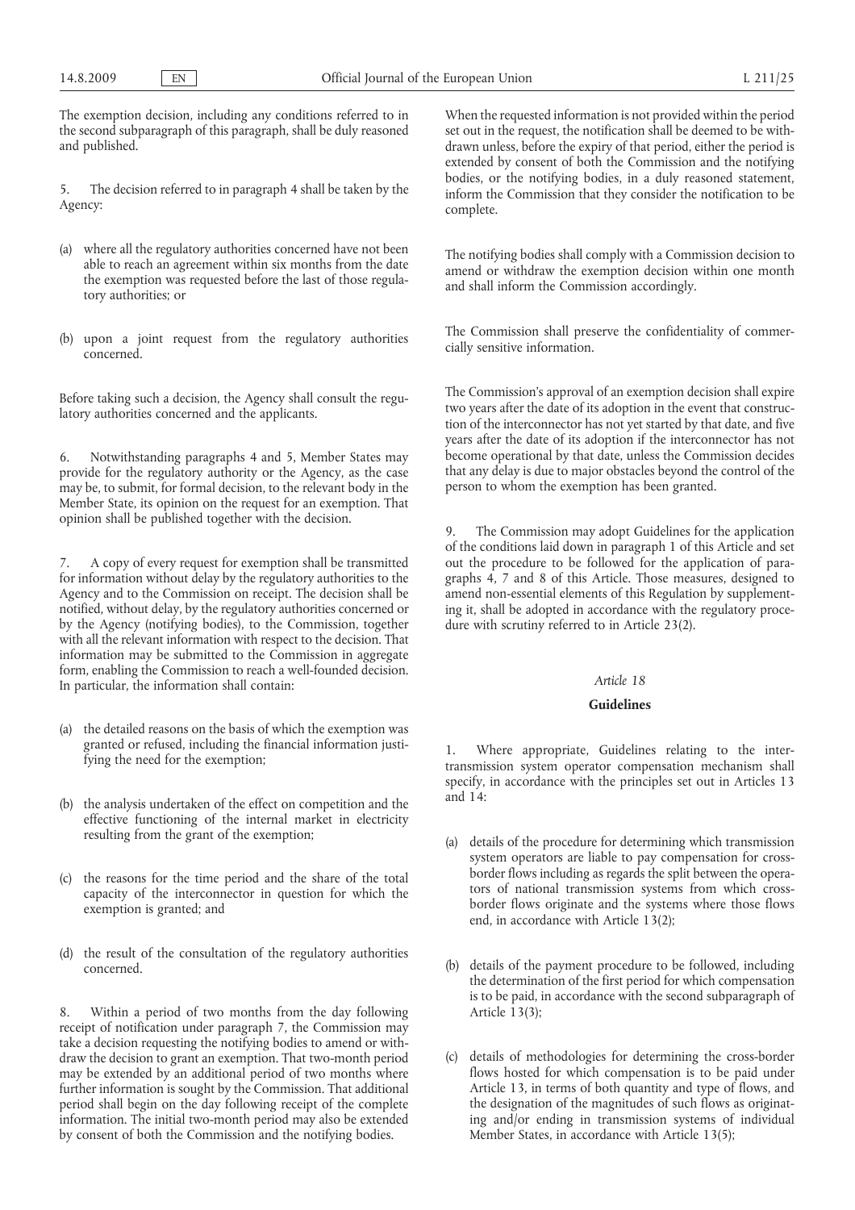The exemption decision, including any conditions referred to in the second subparagraph of this paragraph, shall be duly reasoned and published.

5. The decision referred to in paragraph 4 shall be taken by the Agency:

(a) where all the regulatory authorities concerned have not been able to reach an agreement within six months from the date the exemption was requested before the last of those regulatory authorities; or

(b) upon a joint request from the regulatory authorities concerned.

Before taking such a decision, the Agency shall consult the regulatory authorities concerned and the applicants.

6. Notwithstanding paragraphs 4 and 5, Member States may provide for the regulatory authority or the Agency, as the case may be, to submit, for formal decision, to the relevant body in the Member State, its opinion on the request for an exemption. That opinion shall be published together with the decision.

7. A copy of every request for exemption shall be transmitted for information without delay by the regulatory authorities to the Agency and to the Commission on receipt. The decision shall be notified, without delay, by the regulatory authorities concerned or by the Agency (notifying bodies), to the Commission, together with all the relevant information with respect to the decision. That information may be submitted to the Commission in aggregate form, enabling the Commission to reach a well-founded decision. In particular, the information shall contain:

(a) the detailed reasons on the basis of which the exemption was granted or refused, including the financial information justifying the need for the exemption;

(b) the analysis undertaken of the effect on competition and the effective functioning of the internal market in electricity resulting from the grant of the exemption;

(c) the reasons for the time period and the share of the total capacity of the interconnector in question for which the exemption is granted; and

(d) the result of the consultation of the regulatory authorities concerned.

8. Within a period of two months from the day following receipt of notification under paragraph 7, the Commission may take a decision requesting the notifying bodies to amend or withdraw the decision to grant an exemption. That two-month period may be extended by an additional period of two months where further information is sought by the Commission. That additional period shall begin on the day following receipt of the complete information. The initial two-month period may also be extended by consent of both the Commission and the notifying bodies.

When the requested information is not provided within the period set out in the request, the notification shall be deemed to be withdrawn unless, before the expiry of that period, either the period is extended by consent of both the Commission and the notifying bodies, or the notifying bodies, in a duly reasoned statement, inform the Commission that they consider the notification to be complete.

The notifying bodies shall comply with a Commission decision to amend or withdraw the exemption decision within one month and shall inform the Commission accordingly.

The Commission shall preserve the confidentiality of commercially sensitive information.

The Commission's approval of an exemption decision shall expire two years after the date of its adoption in the event that construction of the interconnector has not yet started by that date, and five years after the date of its adoption if the interconnector has not become operational by that date, unless the Commission decides that any delay is due to major obstacles beyond the control of the person to whom the exemption has been granted.

9. The Commission may adopt Guidelines for the application of the conditions laid down in paragraph 1 of this Article and set out the procedure to be followed for the application of paragraphs 4, 7 and 8 of this Article. Those measures, designed to amend non-essential elements of this Regulation by supplementing it, shall be adopted in accordance with the regulatory procedure with scrutiny referred to in Article 23(2).

*Article 18*

**Guidelines**

1. Where appropriate, Guidelines relating to the inter-transmission system operator compensation mechanism shall specify, in accordance with the principles set out in Articles 13 and 14:

(a) details of the procedure for determining which transmission system operators are liable to pay compensation for cross-border flows including as regards the split between the operators of national transmission systems from which cross-border flows originate and the systems where those flows end, in accordance with Article 13(2);

(b) details of the payment procedure to be followed, including the determination of the first period for which compensation is to be paid, in accordance with the second subparagraph of Article 13(3);

(c) details of methodologies for determining the cross-border flows hosted for which compensation is to be paid under Article 13, in terms of both quantity and type of flows, and the designation of the magnitudes of such flows as originating and/or ending in transmission systems of individual Member States, in accordance with Article 13(5);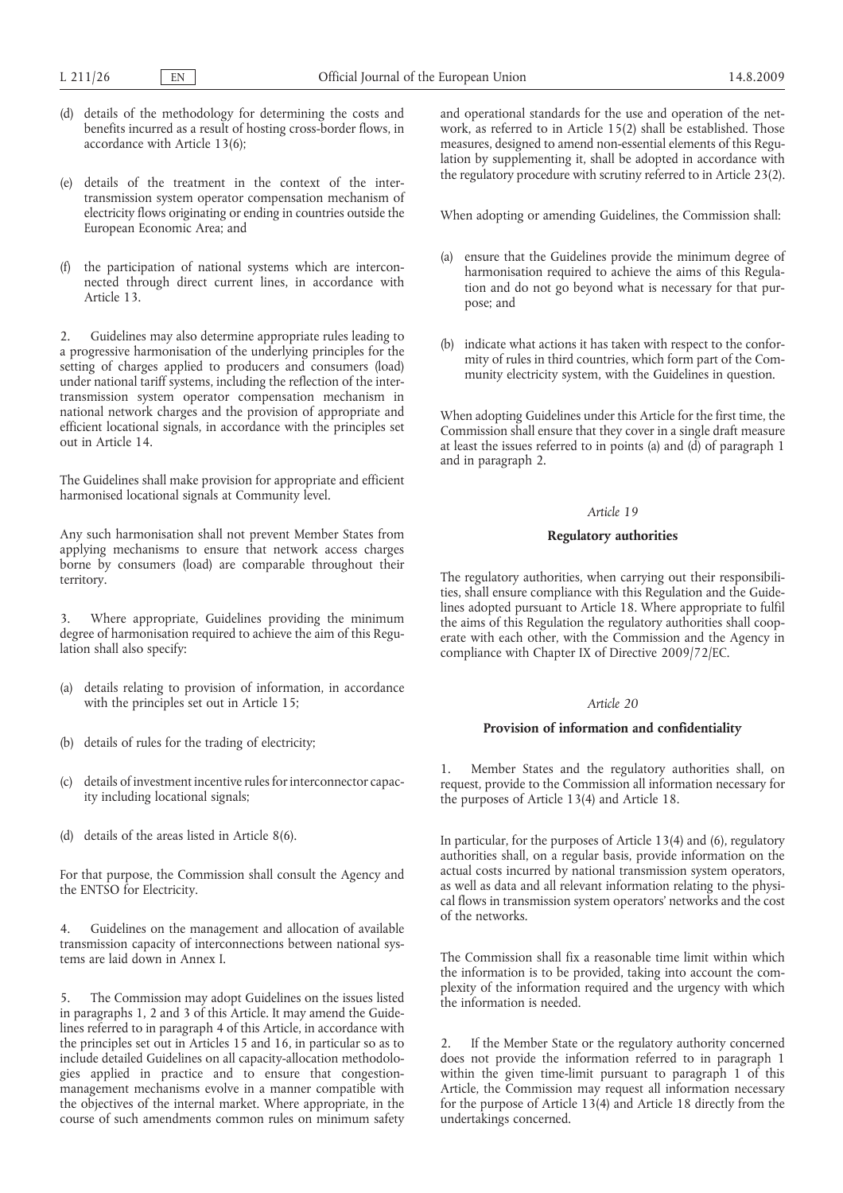(d) details of the methodology for determining the costs and benefits incurred as a result of hosting cross-border flows, in accordance with Article 13(6);

(e) details of the treatment in the context of the inter-transmission system operator compensation mechanism of electricity flows originating or ending in countries outside the European Economic Area; and

(f) the participation of national systems which are interconnected through direct current lines, in accordance with Article 13.

2. Guidelines may also determine appropriate rules leading to a progressive harmonisation of the underlying principles for the setting of charges applied to producers and consumers (load) under national tariff systems, including the reflection of the inter-transmission system operator compensation mechanism in national network charges and the provision of appropriate and efficient locational signals, in accordance with the principles set out in Article 14.

The Guidelines shall make provision for appropriate and efficient harmonised locational signals at Community level.

Any such harmonisation shall not prevent Member States from applying mechanisms to ensure that network access charges borne by consumers (load) are comparable throughout their territory.

3. Where appropriate, Guidelines providing the minimum degree of harmonisation required to achieve the aim of this Regulation shall also specify:

(a) details relating to provision of information, in accordance with the principles set out in Article 15;

(b) details of rules for the trading of electricity;

(c) details of investment incentive rules for interconnector capacity including locational signals;

(d) details of the areas listed in Article 8(6).

For that purpose, the Commission shall consult the Agency and the ENTSO for Electricity.

4. Guidelines on the management and allocation of available transmission capacity of interconnections between national systems are laid down in Annex I.

5. The Commission may adopt Guidelines on the issues listed in paragraphs 1, 2 and 3 of this Article. It may amend the Guidelines referred to in paragraph 4 of this Article, in accordance with the principles set out in Articles 15 and 16, in particular so as to include detailed Guidelines on all capacity-allocation methodologies applied in practice and to ensure that congestion-management mechanisms evolve in a manner compatible with the objectives of the internal market. Where appropriate, in the course of such amendments common rules on minimum safety and operational standards for the use and operation of the network, as referred to in Article 15(2) shall be established. Those measures, designed to amend non-essential elements of this Regulation by supplementing it, shall be adopted in accordance with the regulatory procedure with scrutiny referred to in Article 23(2).

When adopting or amending Guidelines, the Commission shall:

(a) ensure that the Guidelines provide the minimum degree of harmonisation required to achieve the aims of this Regulation and do not go beyond what is necessary for that purpose; and

(b) indicate what actions it has taken with respect to the conformity of rules in third countries, which form part of the Community electricity system, with the Guidelines in question.

When adopting Guidelines under this Article for the first time, the Commission shall ensure that they cover in a single draft measure at least the issues referred to in points (a) and (d) of paragraph 1 and in paragraph 2.

*Article 19*

**Regulatory authorities**

The regulatory authorities, when carrying out their responsibilities, shall ensure compliance with this Regulation and the Guidelines adopted pursuant to Article 18. Where appropriate to fulfil the aims of this Regulation the regulatory authorities shall cooperate with each other, with the Commission and the Agency in compliance with Chapter IX of Directive 2009/72/EC.

*Article 20*

**Provision of information and confidentiality**

1. Member States and the regulatory authorities shall, on request, provide to the Commission all information necessary for the purposes of Article 13(4) and Article 18.

In particular, for the purposes of Article 13(4) and (6), regulatory authorities shall, on a regular basis, provide information on the actual costs incurred by national transmission system operators, as well as data and all relevant information relating to the physical flows in transmission system operators' networks and the cost of the networks.

The Commission shall fix a reasonable time limit within which the information is to be provided, taking into account the complexity of the information required and the urgency with which the information is needed.

2. If the Member State or the regulatory authority concerned does not provide the information referred to in paragraph 1 within the given time-limit pursuant to paragraph 1 of this Article, the Commission may request all information necessary for the purpose of Article 13(4) and Article 18 directly from the undertakings concerned.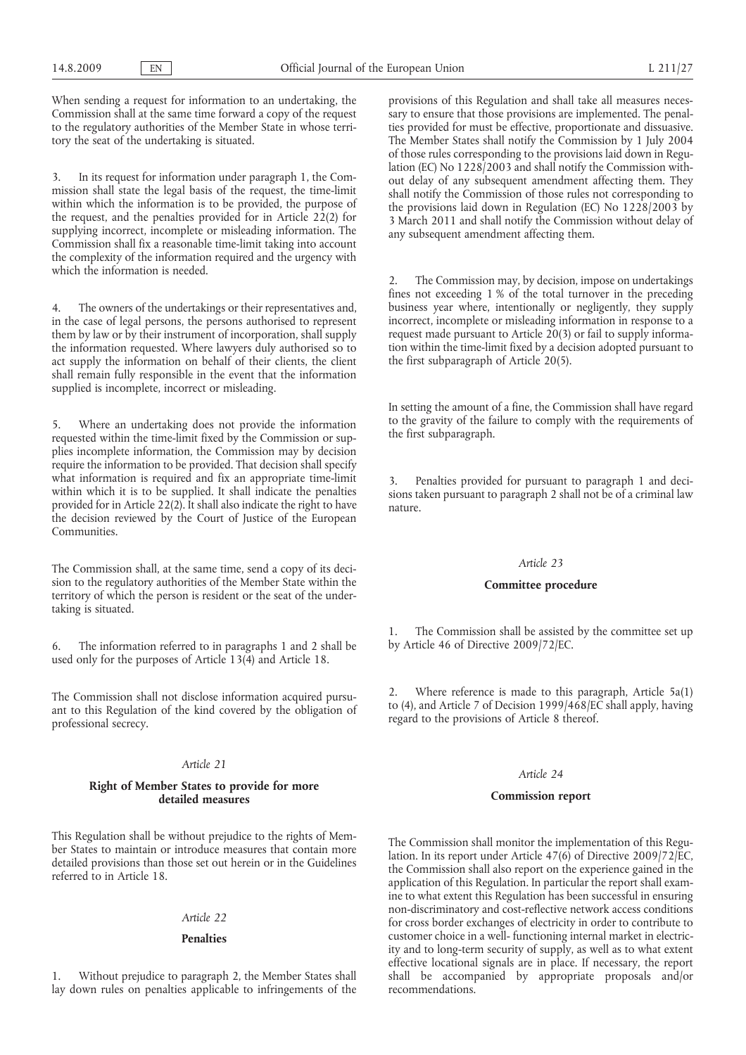When sending a request for information to an undertaking, the Commission shall at the same time forward a copy of the request to the regulatory authorities of the Member State in whose territory the seat of the undertaking is situated.

3. In its request for information under paragraph 1, the Commission shall state the legal basis of the request, the time-limit within which the information is to be provided, the purpose of the request, and the penalties provided for in Article 22(2) for supplying incorrect, incomplete or misleading information. The Commission shall fix a reasonable time-limit taking into account the complexity of the information required and the urgency with which the information is needed.

4. The owners of the undertakings or their representatives and, in the case of legal persons, the persons authorised to represent them by law or by their instrument of incorporation, shall supply the information requested. Where lawyers duly authorised so to act supply the information on behalf of their clients, the client shall remain fully responsible in the event that the information supplied is incomplete, incorrect or misleading.

5. Where an undertaking does not provide the information requested within the time-limit fixed by the Commission or supplies incomplete information, the Commission may by decision require the information to be provided. That decision shall specify what information is required and fix an appropriate time-limit within which it is to be supplied. It shall indicate the penalties provided for in Article 22(2). It shall also indicate the right to have the decision reviewed by the Court of Justice of the European Communities.

The Commission shall, at the same time, send a copy of its decision to the regulatory authorities of the Member State within the territory of which the person is resident or the seat of the undertaking is situated.

6. The information referred to in paragraphs 1 and 2 shall be used only for the purposes of Article 13(4) and Article 18.

The Commission shall not disclose information acquired pursuant to this Regulation of the kind covered by the obligation of professional secrecy.

*Article 21*

**Right of Member States to provide for more detailed measures**

This Regulation shall be without prejudice to the rights of Member States to maintain or introduce measures that contain more detailed provisions than those set out herein or in the Guidelines referred to in Article 18.

*Article 22*

**Penalties**

1. Without prejudice to paragraph 2, the Member States shall lay down rules on penalties applicable to infringements of the provisions of this Regulation and shall take all measures necessary to ensure that those provisions are implemented. The penalties provided for must be effective, proportionate and dissuasive. The Member States shall notify the Commission by 1 July 2004 of those rules corresponding to the provisions laid down in Regulation (EC) No 1228/2003 and shall notify the Commission without delay of any subsequent amendment affecting them. They shall notify the Commission of those rules not corresponding to the provisions laid down in Regulation (EC) No 1228/2003 by 3 March 2011 and shall notify the Commission without delay of any subsequent amendment affecting them.

2. The Commission may, by decision, impose on undertakings fines not exceeding 1 % of the total turnover in the preceding business year where, intentionally or negligently, they supply incorrect, incomplete or misleading information in response to a request made pursuant to Article 20(3) or fail to supply information within the time-limit fixed by a decision adopted pursuant to the first subparagraph of Article 20(5).

In setting the amount of a fine, the Commission shall have regard to the gravity of the failure to comply with the requirements of the first subparagraph.

3. Penalties provided for pursuant to paragraph 1 and decisions taken pursuant to paragraph 2 shall not be of a criminal law nature.

*Article 23*

**Committee procedure**

1. The Commission shall be assisted by the committee set up by Article 46 of Directive 2009/72/EC.

2. Where reference is made to this paragraph, Article 5a(1) to (4), and Article 7 of Decision 1999/468/EC shall apply, having regard to the provisions of Article 8 thereof.

*Article 24*

**Commission report**

The Commission shall monitor the implementation of this Regulation. In its report under Article 47(6) of Directive 2009/72/EC, the Commission shall also report on the experience gained in the application of this Regulation. In particular the report shall examine to what extent this Regulation has been successful in ensuring non-discriminatory and cost-reflective network access conditions for cross border exchanges of electricity in order to contribute to customer choice in a well- functioning internal market in electricity and to long-term security of supply, as well as to what extent effective locational signals are in place. If necessary, the report shall be accompanied by appropriate proposals and/or recommendations.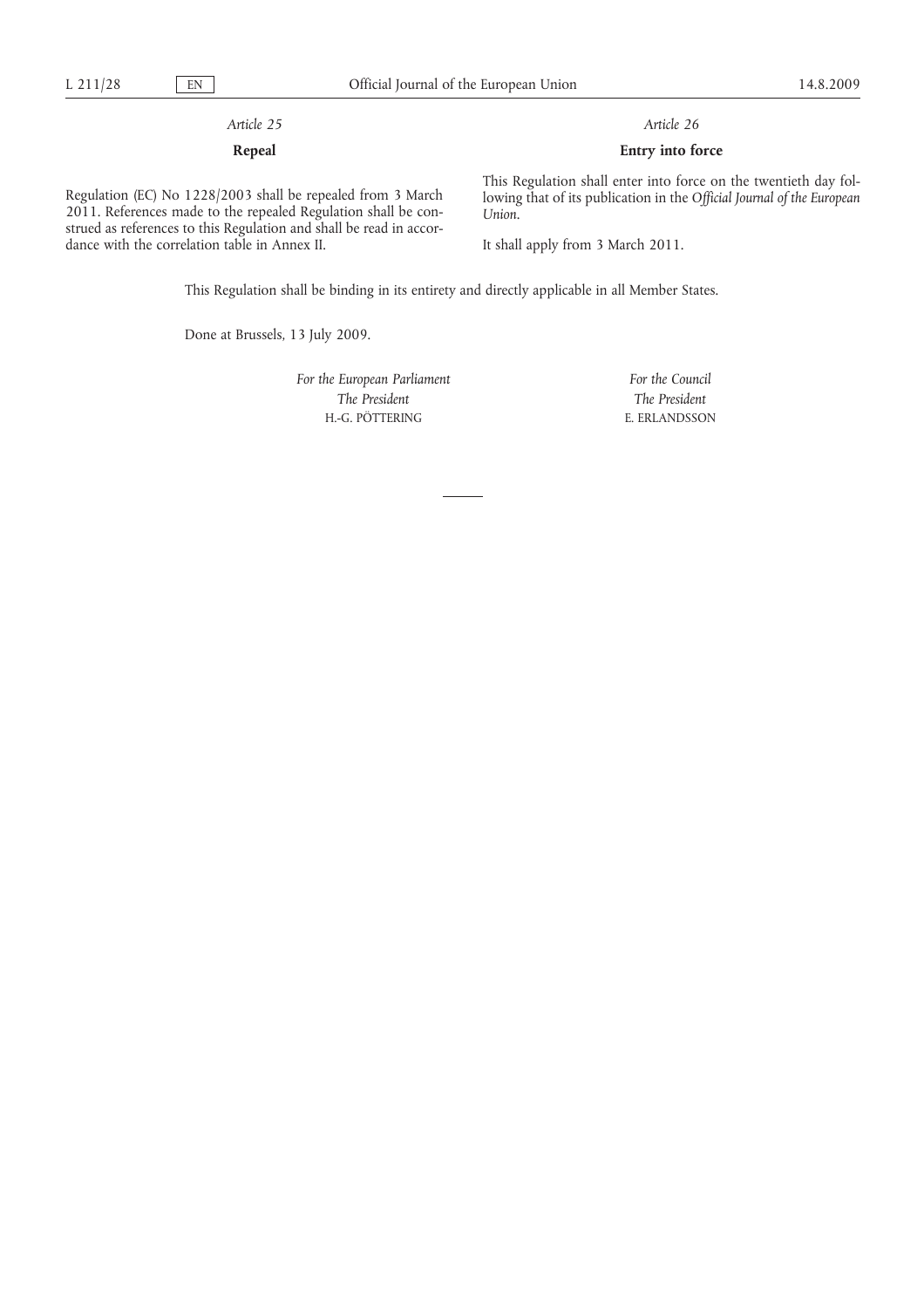*Article 25*

**Repeal**

Regulation (EC) No 1228/2003 shall be repealed from 3 March 2011. References made to the repealed Regulation shall be construed as references to this Regulation and shall be read in accordance with the correlation table in Annex II.

*Article 26*

**Entry into force**

This Regulation shall enter into force on the twentieth day following that of its publication in the *Official Journal of the European Union*.

It shall apply from 3 March 2011.

This Regulation shall be binding in its entirety and directly applicable in all Member States.

Done at Brussels, 13 July 2009.

*For the European Parliament*
*The President*
H.-G. PÖTTERING

*For the Council*
*The President*
E. ERLANDSSON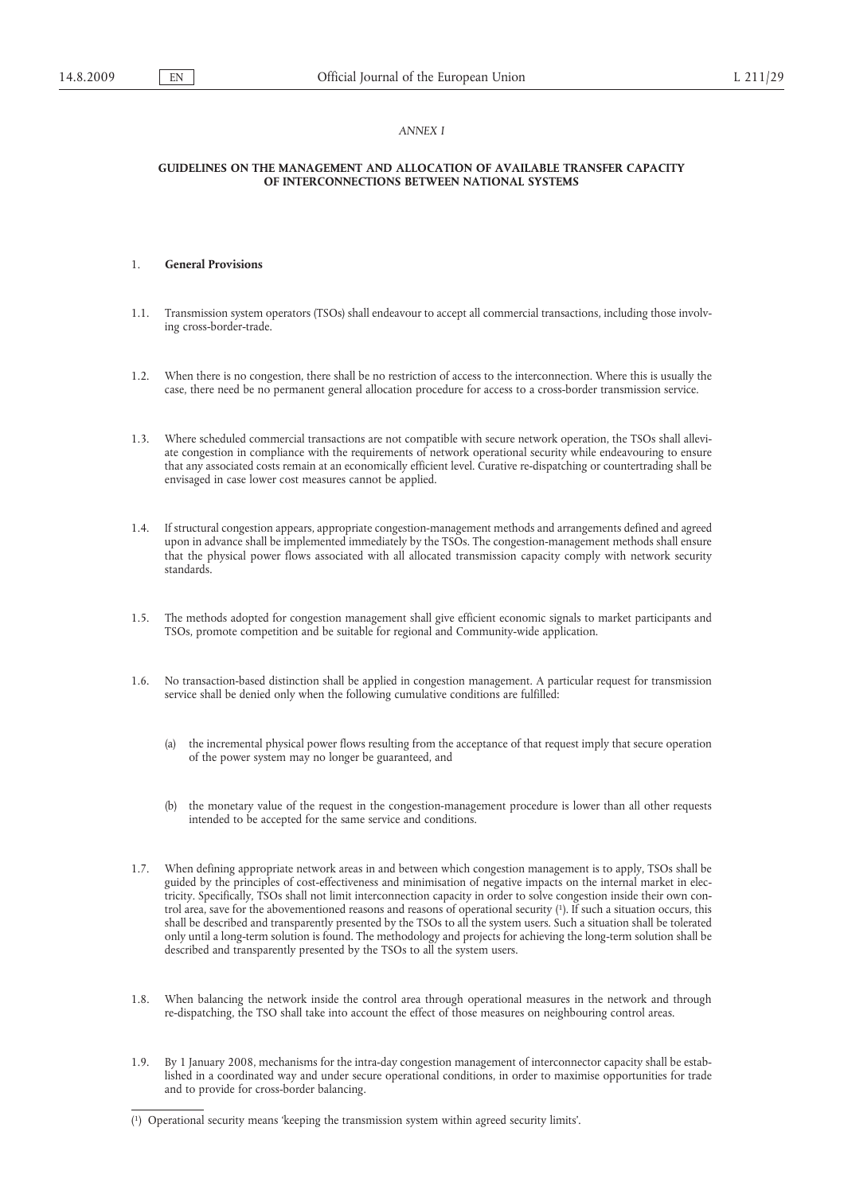*ANNEX I*

## GUIDELINES ON THE MANAGEMENT AND ALLOCATION OF AVAILABLE TRANSFER CAPACITY OF INTERCONNECTIONS BETWEEN NATIONAL SYSTEMS

### 1. General Provisions

1.1. Transmission system operators (TSOs) shall endeavour to accept all commercial transactions, including those involving cross-border-trade.

1.2. When there is no congestion, there shall be no restriction of access to the interconnection. Where this is usually the case, there need be no permanent general allocation procedure for access to a cross-border transmission service.

1.3. Where scheduled commercial transactions are not compatible with secure network operation, the TSOs shall alleviate congestion in compliance with the requirements of network operational security while endeavouring to ensure that any associated costs remain at an economically efficient level. Curative re-dispatching or countertrading shall be envisaged in case lower cost measures cannot be applied.

1.4. If structural congestion appears, appropriate congestion-management methods and arrangements defined and agreed upon in advance shall be implemented immediately by the TSOs. The congestion-management methods shall ensure that the physical power flows associated with all allocated transmission capacity comply with network security standards.

1.5. The methods adopted for congestion management shall give efficient economic signals to market participants and TSOs, promote competition and be suitable for regional and Community-wide application.

1.6. No transaction-based distinction shall be applied in congestion management. A particular request for transmission service shall be denied only when the following cumulative conditions are fulfilled:

(a) the incremental physical power flows resulting from the acceptance of that request imply that secure operation of the power system may no longer be guaranteed, and

(b) the monetary value of the request in the congestion-management procedure is lower than all other requests intended to be accepted for the same service and conditions.

1.7. When defining appropriate network areas in and between which congestion management is to apply, TSOs shall be guided by the principles of cost-effectiveness and minimisation of negative impacts on the internal market in electricity. Specifically, TSOs shall not limit interconnection capacity in order to solve congestion inside their own control area, save for the abovementioned reasons and reasons of operational security [1]. If such a situation occurs, this shall be described and transparently presented by the TSOs to all the system users. Such a situation shall be tolerated only until a long-term solution is found. The methodology and projects for achieving the long-term solution shall be described and transparently presented by the TSOs to all the system users.

1.8. When balancing the network inside the control area through operational measures in the network and through re-dispatching, the TSO shall take into account the effect of those measures on neighbouring control areas.

1.9. By 1 January 2008, mechanisms for the intra-day congestion management of interconnector capacity shall be established in a coordinated way and under secure operational conditions, in order to maximise opportunities for trade and to provide for cross-border balancing.

[1] Operational security means 'keeping the transmission system within agreed security limits'.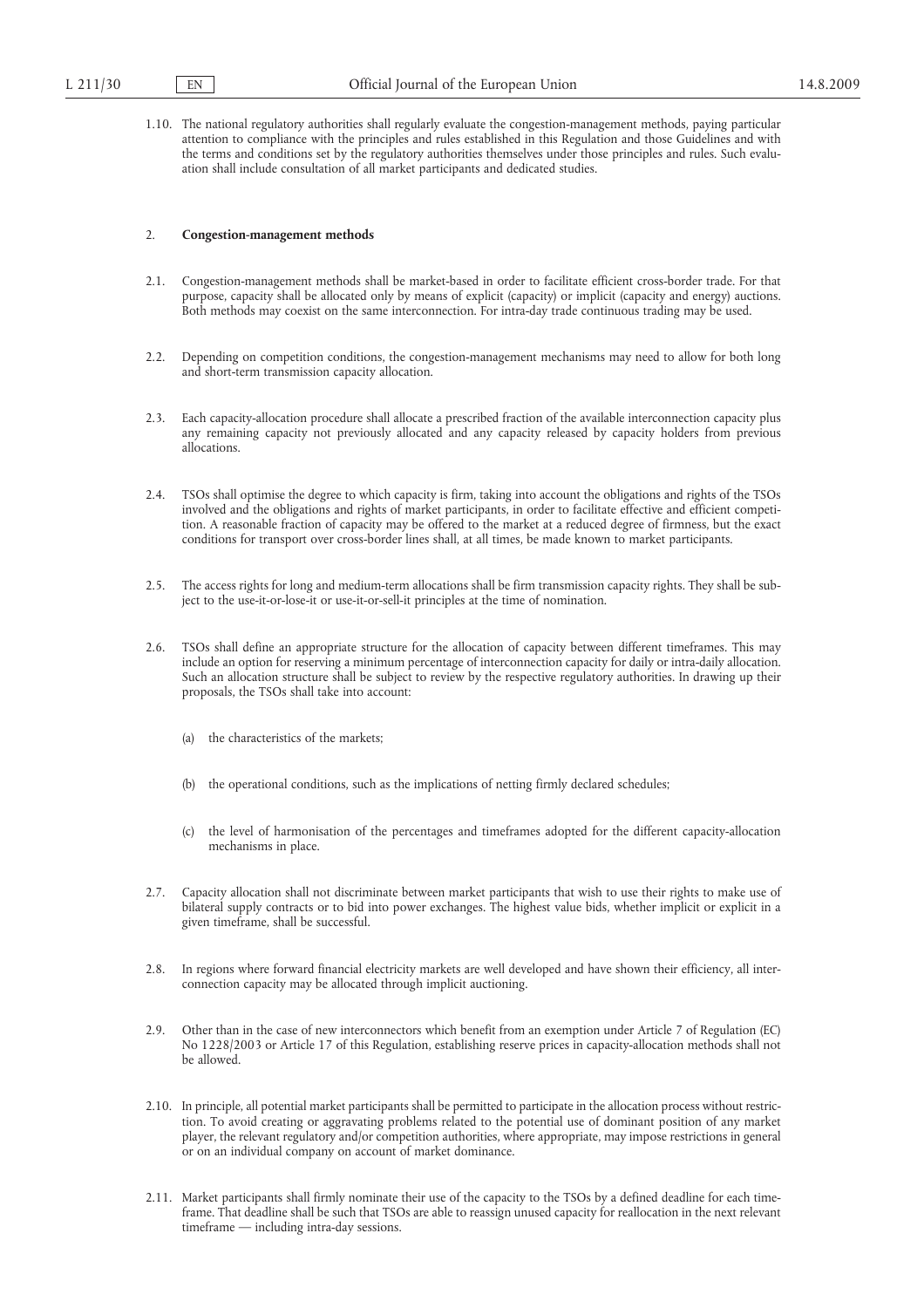1.10. The national regulatory authorities shall regularly evaluate the congestion-management methods, paying particular attention to compliance with the principles and rules established in this Regulation and those Guidelines and with the terms and conditions set by the regulatory authorities themselves under those principles and rules. Such evaluation shall include consultation of all market participants and dedicated studies.

## 2. **Congestion-management methods**

2.1. Congestion-management methods shall be market-based in order to facilitate efficient cross-border trade. For that purpose, capacity shall be allocated only by means of explicit (capacity) or implicit (capacity and energy) auctions. Both methods may coexist on the same interconnection. For intra-day trade continuous trading may be used.

2.2. Depending on competition conditions, the congestion-management mechanisms may need to allow for both long and short-term transmission capacity allocation.

2.3. Each capacity-allocation procedure shall allocate a prescribed fraction of the available interconnection capacity plus any remaining capacity not previously allocated and any capacity released by capacity holders from previous allocations.

2.4. TSOs shall optimise the degree to which capacity is firm, taking into account the obligations and rights of the TSOs involved and the obligations and rights of market participants, in order to facilitate effective and efficient competition. A reasonable fraction of capacity may be offered to the market at a reduced degree of firmness, but the exact conditions for transport over cross-border lines shall, at all times, be made known to market participants.

2.5. The access rights for long and medium-term allocations shall be firm transmission capacity rights. They shall be subject to the use-it-or-lose-it or use-it-or-sell-it principles at the time of nomination.

2.6. TSOs shall define an appropriate structure for the allocation of capacity between different timeframes. This may include an option for reserving a minimum percentage of interconnection capacity for daily or intra-daily allocation. Such an allocation structure shall be subject to review by the respective regulatory authorities. In drawing up their proposals, the TSOs shall take into account:

(a) the characteristics of the markets;

(b) the operational conditions, such as the implications of netting firmly declared schedules;

(c) the level of harmonisation of the percentages and timeframes adopted for the different capacity-allocation mechanisms in place.

2.7. Capacity allocation shall not discriminate between market participants that wish to use their rights to make use of bilateral supply contracts or to bid into power exchanges. The highest value bids, whether implicit or explicit in a given timeframe, shall be successful.

2.8. In regions where forward financial electricity markets are well developed and have shown their efficiency, all interconnection capacity may be allocated through implicit auctioning.

2.9. Other than in the case of new interconnectors which benefit from an exemption under Article 7 of Regulation (EC) No 1228/2003 or Article 17 of this Regulation, establishing reserve prices in capacity-allocation methods shall not be allowed.

2.10. In principle, all potential market participants shall be permitted to participate in the allocation process without restriction. To avoid creating or aggravating problems related to the potential use of dominant position of any market player, the relevant regulatory and/or competition authorities, where appropriate, may impose restrictions in general or on an individual company on account of market dominance.

2.11. Market participants shall firmly nominate their use of the capacity to the TSOs by a defined deadline for each timeframe. That deadline shall be such that TSOs are able to reassign unused capacity for reallocation in the next relevant timeframe — including intra-day sessions.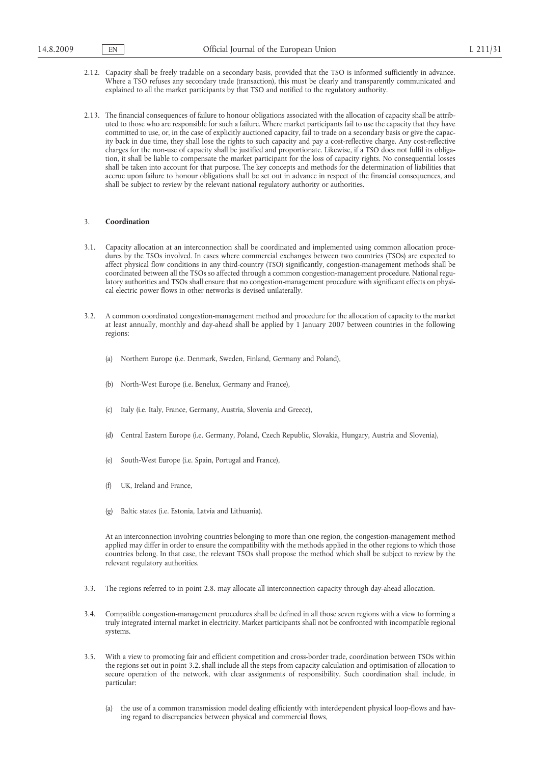2.12. Capacity shall be freely tradable on a secondary basis, provided that the TSO is informed sufficiently in advance. Where a TSO refuses any secondary trade (transaction), this must be clearly and transparently communicated and explained to all the market participants by that TSO and notified to the regulatory authority.

2.13. The financial consequences of failure to honour obligations associated with the allocation of capacity shall be attributed to those who are responsible for such a failure. Where market participants fail to use the capacity that they have committed to use, or, in the case of explicitly auctioned capacity, fail to trade on a secondary basis or give the capacity back in due time, they shall lose the rights to such capacity and pay a cost-reflective charge. Any cost-reflective charges for the non-use of capacity shall be justified and proportionate. Likewise, if a TSO does not fulfil its obligation, it shall be liable to compensate the market participant for the loss of capacity rights. No consequential losses shall be taken into account for that purpose. The key concepts and methods for the determination of liabilities that accrue upon failure to honour obligations shall be set out in advance in respect of the financial consequences, and shall be subject to review by the relevant national regulatory authority or authorities.

## 3. **Coordination**

3.1. Capacity allocation at an interconnection shall be coordinated and implemented using common allocation procedures by the TSOs involved. In cases where commercial exchanges between two countries (TSOs) are expected to affect physical flow conditions in any third-country (TSO) significantly, congestion-management methods shall be coordinated between all the TSOs so affected through a common congestion-management procedure. National regulatory authorities and TSOs shall ensure that no congestion-management procedure with significant effects on physical electric power flows in other networks is devised unilaterally.

3.2. A common coordinated congestion-management method and procedure for the allocation of capacity to the market at least annually, monthly and day-ahead shall be applied by 1 January 2007 between countries in the following regions:

(a) Northern Europe (i.e. Denmark, Sweden, Finland, Germany and Poland),

(b) North-West Europe (i.e. Benelux, Germany and France),

(c) Italy (i.e. Italy, France, Germany, Austria, Slovenia and Greece),

(d) Central Eastern Europe (i.e. Germany, Poland, Czech Republic, Slovakia, Hungary, Austria and Slovenia),

(e) South-West Europe (i.e. Spain, Portugal and France),

(f) UK, Ireland and France,

(g) Baltic states (i.e. Estonia, Latvia and Lithuania).

At an interconnection involving countries belonging to more than one region, the congestion-management method applied may differ in order to ensure the compatibility with the methods applied in the other regions to which those countries belong. In that case, the relevant TSOs shall propose the method which shall be subject to review by the relevant regulatory authorities.

3.3. The regions referred to in point 2.8. may allocate all interconnection capacity through day-ahead allocation.

3.4. Compatible congestion-management procedures shall be defined in all those seven regions with a view to forming a truly integrated internal market in electricity. Market participants shall not be confronted with incompatible regional systems.

3.5. With a view to promoting fair and efficient competition and cross-border trade, coordination between TSOs within the regions set out in point 3.2. shall include all the steps from capacity calculation and optimisation of allocation to secure operation of the network, with clear assignments of responsibility. Such coordination shall include, in particular:

(a) the use of a common transmission model dealing efficiently with interdependent physical loop-flows and having regard to discrepancies between physical and commercial flows,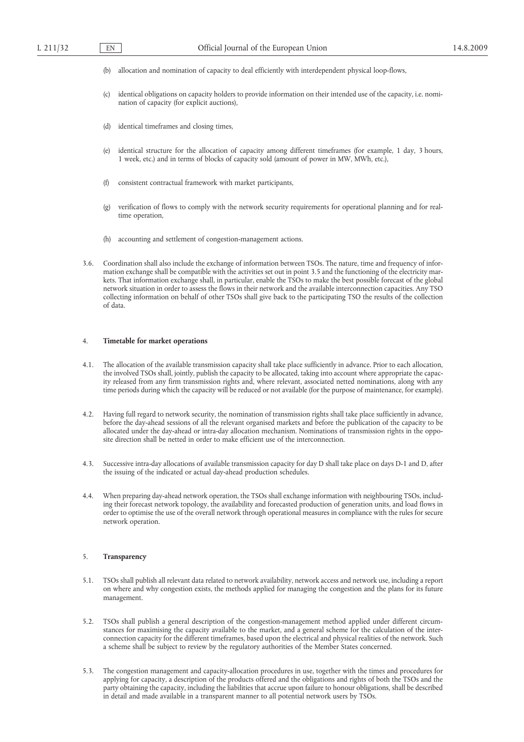(b) allocation and nomination of capacity to deal efficiently with interdependent physical loop-flows,

(c) identical obligations on capacity holders to provide information on their intended use of the capacity, i.e. nomination of capacity (for explicit auctions),

(d) identical timeframes and closing times,

(e) identical structure for the allocation of capacity among different timeframes (for example, 1 day, 3 hours, 1 week, etc.) and in terms of blocks of capacity sold (amount of power in MW, MWh, etc.),

(f) consistent contractual framework with market participants,

(g) verification of flows to comply with the network security requirements for operational planning and for real-time operation,

(h) accounting and settlement of congestion-management actions.

3.6. Coordination shall also include the exchange of information between TSOs. The nature, time and frequency of information exchange shall be compatible with the activities set out in point 3.5 and the functioning of the electricity markets. That information exchange shall, in particular, enable the TSOs to make the best possible forecast of the global network situation in order to assess the flows in their network and the available interconnection capacities. Any TSO collecting information on behalf of other TSOs shall give back to the participating TSO the results of the collection of data.

## 4. **Timetable for market operations**

4.1. The allocation of the available transmission capacity shall take place sufficiently in advance. Prior to each allocation, the involved TSOs shall, jointly, publish the capacity to be allocated, taking into account where appropriate the capacity released from any firm transmission rights and, where relevant, associated netted nominations, along with any time periods during which the capacity will be reduced or not available (for the purpose of maintenance, for example).

4.2. Having full regard to network security, the nomination of transmission rights shall take place sufficiently in advance, before the day-ahead sessions of all the relevant organised markets and before the publication of the capacity to be allocated under the day-ahead or intra-day allocation mechanism. Nominations of transmission rights in the opposite direction shall be netted in order to make efficient use of the interconnection.

4.3. Successive intra-day allocations of available transmission capacity for day D shall take place on days D-1 and D, after the issuing of the indicated or actual day-ahead production schedules.

4.4. When preparing day-ahead network operation, the TSOs shall exchange information with neighbouring TSOs, including their forecast network topology, the availability and forecasted production of generation units, and load flows in order to optimise the use of the overall network through operational measures in compliance with the rules for secure network operation.

## 5. **Transparency**

5.1. TSOs shall publish all relevant data related to network availability, network access and network use, including a report on where and why congestion exists, the methods applied for managing the congestion and the plans for its future management.

5.2. TSOs shall publish a general description of the congestion-management method applied under different circumstances for maximising the capacity available to the market, and a general scheme for the calculation of the interconnection capacity for the different timeframes, based upon the electrical and physical realities of the network. Such a scheme shall be subject to review by the regulatory authorities of the Member States concerned.

5.3. The congestion management and capacity-allocation procedures in use, together with the times and procedures for applying for capacity, a description of the products offered and the obligations and rights of both the TSOs and the party obtaining the capacity, including the liabilities that accrue upon failure to honour obligations, shall be described in detail and made available in a transparent manner to all potential network users by TSOs.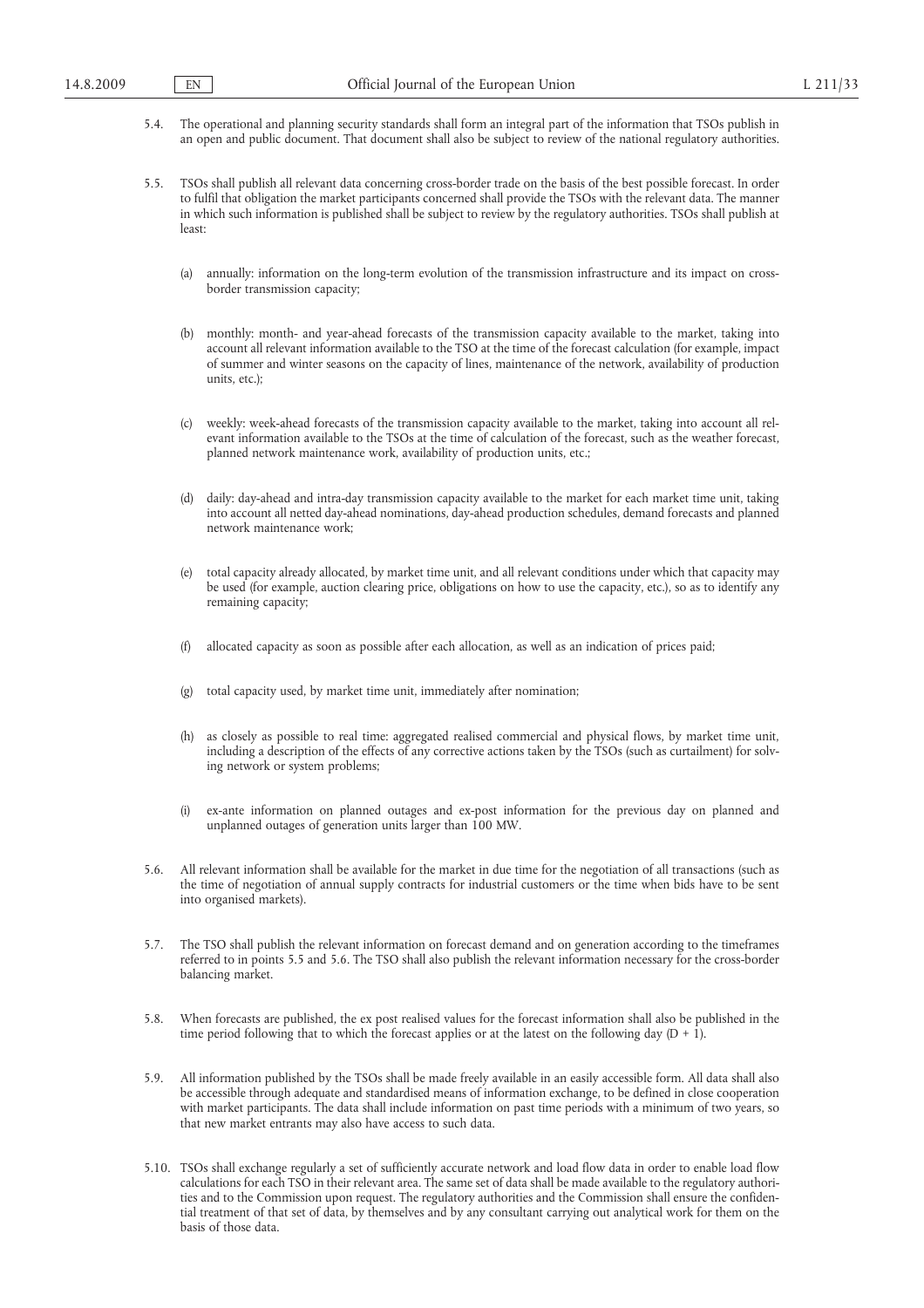5.4. The operational and planning security standards shall form an integral part of the information that TSOs publish in an open and public document. That document shall also be subject to review of the national regulatory authorities.

5.5. TSOs shall publish all relevant data concerning cross-border trade on the basis of the best possible forecast. In order to fulfil that obligation the market participants concerned shall provide the TSOs with the relevant data. The manner in which such information is published shall be subject to review by the regulatory authorities. TSOs shall publish at least:

(a) annually: information on the long-term evolution of the transmission infrastructure and its impact on cross-border transmission capacity;

(b) monthly: month- and year-ahead forecasts of the transmission capacity available to the market, taking into account all relevant information available to the TSO at the time of the forecast calculation (for example, impact of summer and winter seasons on the capacity of lines, maintenance of the network, availability of production units, etc.);

(c) weekly: week-ahead forecasts of the transmission capacity available to the market, taking into account all relevant information available to the TSOs at the time of calculation of the forecast, such as the weather forecast, planned network maintenance work, availability of production units, etc.;

(d) daily: day-ahead and intra-day transmission capacity available to the market for each market time unit, taking into account all netted day-ahead nominations, day-ahead production schedules, demand forecasts and planned network maintenance work;

(e) total capacity already allocated, by market time unit, and all relevant conditions under which that capacity may be used (for example, auction clearing price, obligations on how to use the capacity, etc.), so as to identify any remaining capacity;

(f) allocated capacity as soon as possible after each allocation, as well as an indication of prices paid;

(g) total capacity used, by market time unit, immediately after nomination;

(h) as closely as possible to real time: aggregated realised commercial and physical flows, by market time unit, including a description of the effects of any corrective actions taken by the TSOs (such as curtailment) for solving network or system problems;

(i) ex-ante information on planned outages and ex-post information for the previous day on planned and unplanned outages of generation units larger than 100 MW.

5.6. All relevant information shall be available for the market in due time for the negotiation of all transactions (such as the time of negotiation of annual supply contracts for industrial customers or the time when bids have to be sent into organised markets).

5.7. The TSO shall publish the relevant information on forecast demand and on generation according to the timeframes referred to in points 5.5 and 5.6. The TSO shall also publish the relevant information necessary for the cross-border balancing market.

5.8. When forecasts are published, the ex post realised values for the forecast information shall also be published in the time period following that to which the forecast applies or at the latest on the following day (D + 1).

5.9. All information published by the TSOs shall be made freely available in an easily accessible form. All data shall also be accessible through adequate and standardised means of information exchange, to be defined in close cooperation with market participants. The data shall include information on past time periods with a minimum of two years, so that new market entrants may also have access to such data.

5.10. TSOs shall exchange regularly a set of sufficiently accurate network and load flow data in order to enable load flow calculations for each TSO in their relevant area. The same set of data shall be made available to the regulatory authorities and to the Commission upon request. The regulatory authorities and the Commission shall ensure the confidential treatment of that set of data, by themselves and by any consultant carrying out analytical work for them on the basis of those data.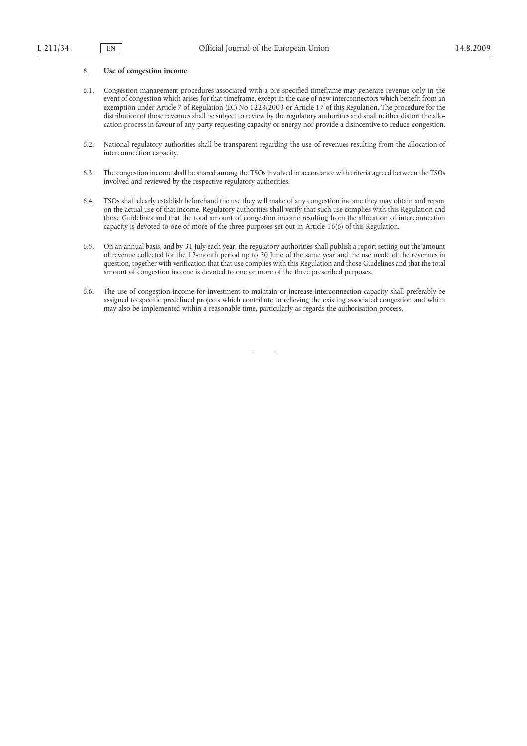6. **Use of congestion income**

6.1. Congestion-management procedures associated with a pre-specified timeframe may generate revenue only in the event of congestion which arises for that timeframe, except in the case of new interconnectors which benefit from an exemption under Article 7 of Regulation (EC) No 1228/2003 or Article 17 of this Regulation. The procedure for the distribution of those revenues shall be subject to review by the regulatory authorities and shall neither distort the allocation process in favour of any party requesting capacity or energy nor provide a disincentive to reduce congestion.

6.2. National regulatory authorities shall be transparent regarding the use of revenues resulting from the allocation of interconnection capacity.

6.3. The congestion income shall be shared among the TSOs involved in accordance with criteria agreed between the TSOs involved and reviewed by the respective regulatory authorities.

6.4. TSOs shall clearly establish beforehand the use they will make of any congestion income they may obtain and report on the actual use of that income. Regulatory authorities shall verify that such use complies with this Regulation and those Guidelines and that the total amount of congestion income resulting from the allocation of interconnection capacity is devoted to one or more of the three purposes set out in Article 16(6) of this Regulation.

6.5. On an annual basis, and by 31 July each year, the regulatory authorities shall publish a report setting out the amount of revenue collected for the 12-month period up to 30 June of the same year and the use made of the revenues in question, together with verification that that use complies with this Regulation and those Guidelines and that the total amount of congestion income is devoted to one or more of the three prescribed purposes.

6.6. The use of congestion income for investment to maintain or increase interconnection capacity shall preferably be assigned to specific predefined projects which contribute to relieving the existing associated congestion and which may also be implemented within a reasonable time, particularly as regards the authorisation process.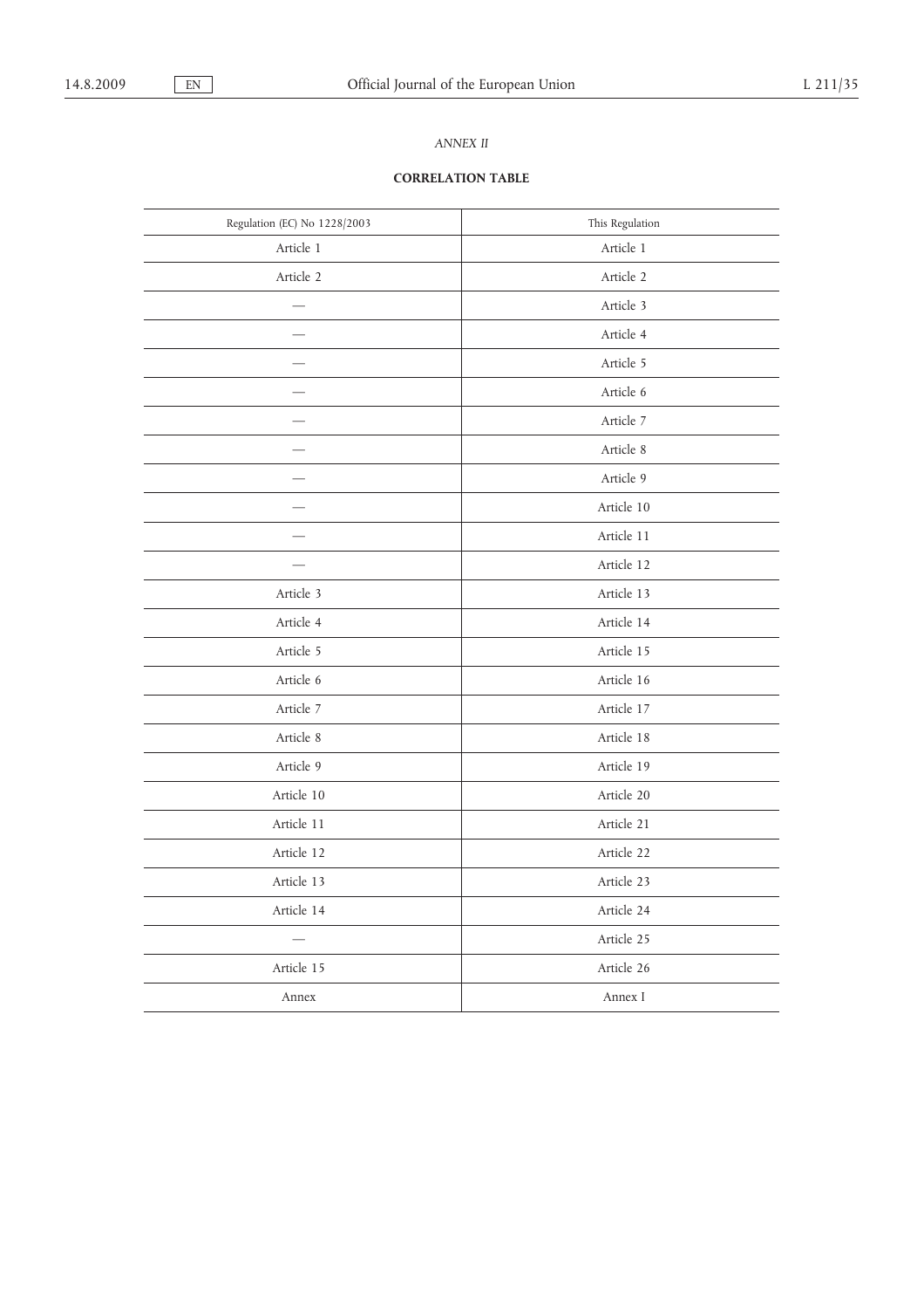*ANNEX II*

**CORRELATION TABLE**

| Regulation (EC) No 1228/2003 | This Regulation |
|---|---|
| Article 1 | Article 1 |
| Article 2 | Article 2 |
| — | Article 3 |
| — | Article 4 |
| — | Article 5 |
| — | Article 6 |
| — | Article 7 |
| — | Article 8 |
| — | Article 9 |
| — | Article 10 |
| — | Article 11 |
| — | Article 12 |
| Article 3 | Article 13 |
| Article 4 | Article 14 |
| Article 5 | Article 15 |
| Article 6 | Article 16 |
| Article 7 | Article 17 |
| Article 8 | Article 18 |
| Article 9 | Article 19 |
| Article 10 | Article 20 |
| Article 11 | Article 21 |
| Article 12 | Article 22 |
| Article 13 | Article 23 |
| Article 14 | Article 24 |
| — | Article 25 |
| Article 15 | Article 26 |
| Annex | Annex I |